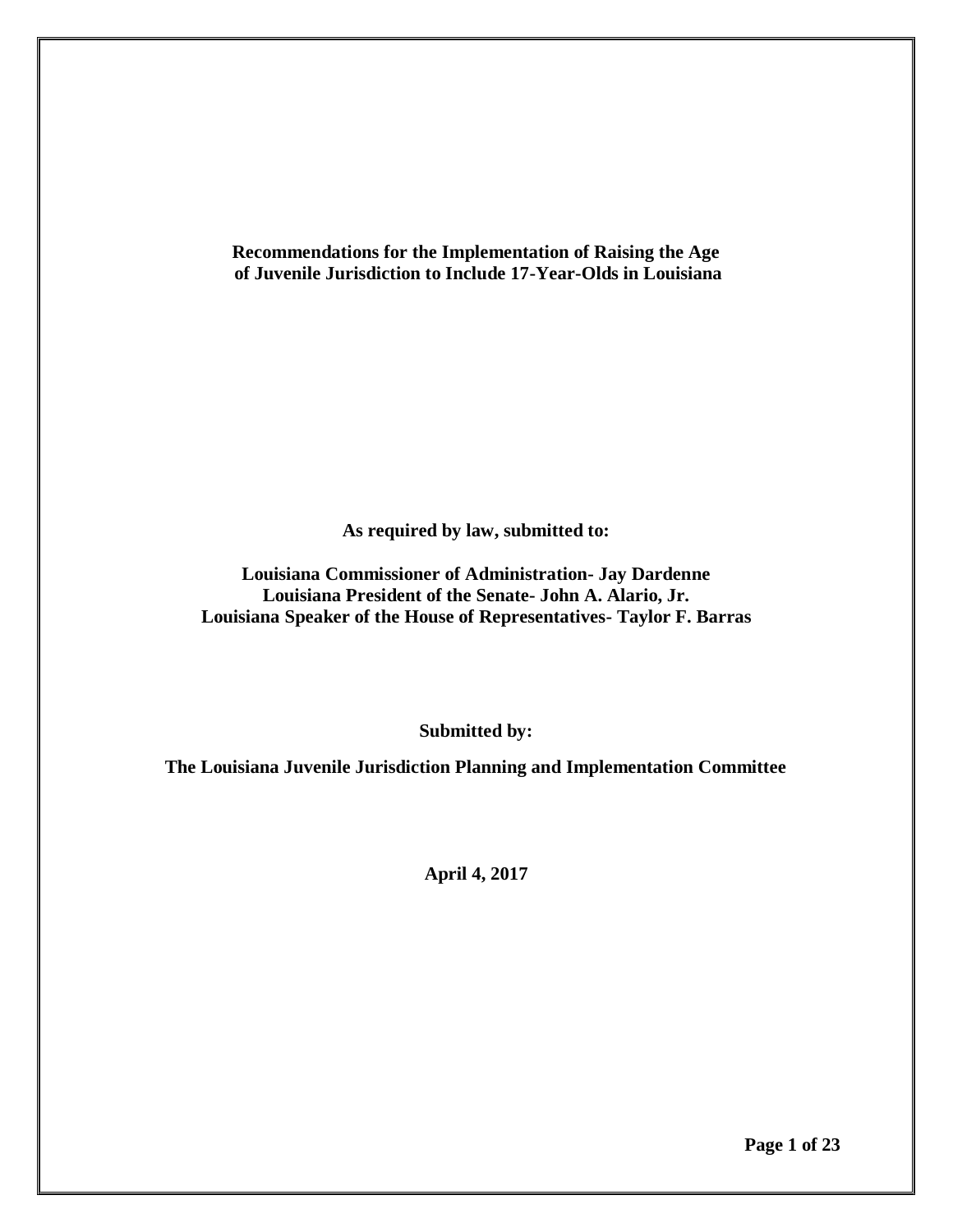# Recommendations for the Implementation of Raising the Age of Juvenile Jurisdiction to Include 17-Year-Olds in Louisiana

**As required by law, submitted to:**

**Louisiana Commissioner of Administration- Jay Dardenne**
**Louisiana President of the Senate- John A. Alario, Jr.**
**Louisiana Speaker of the House of Representatives- Taylor F. Barras**

**Submitted by:**

**The Louisiana Juvenile Jurisdiction Planning and Implementation Committee**

**April 4, 2017**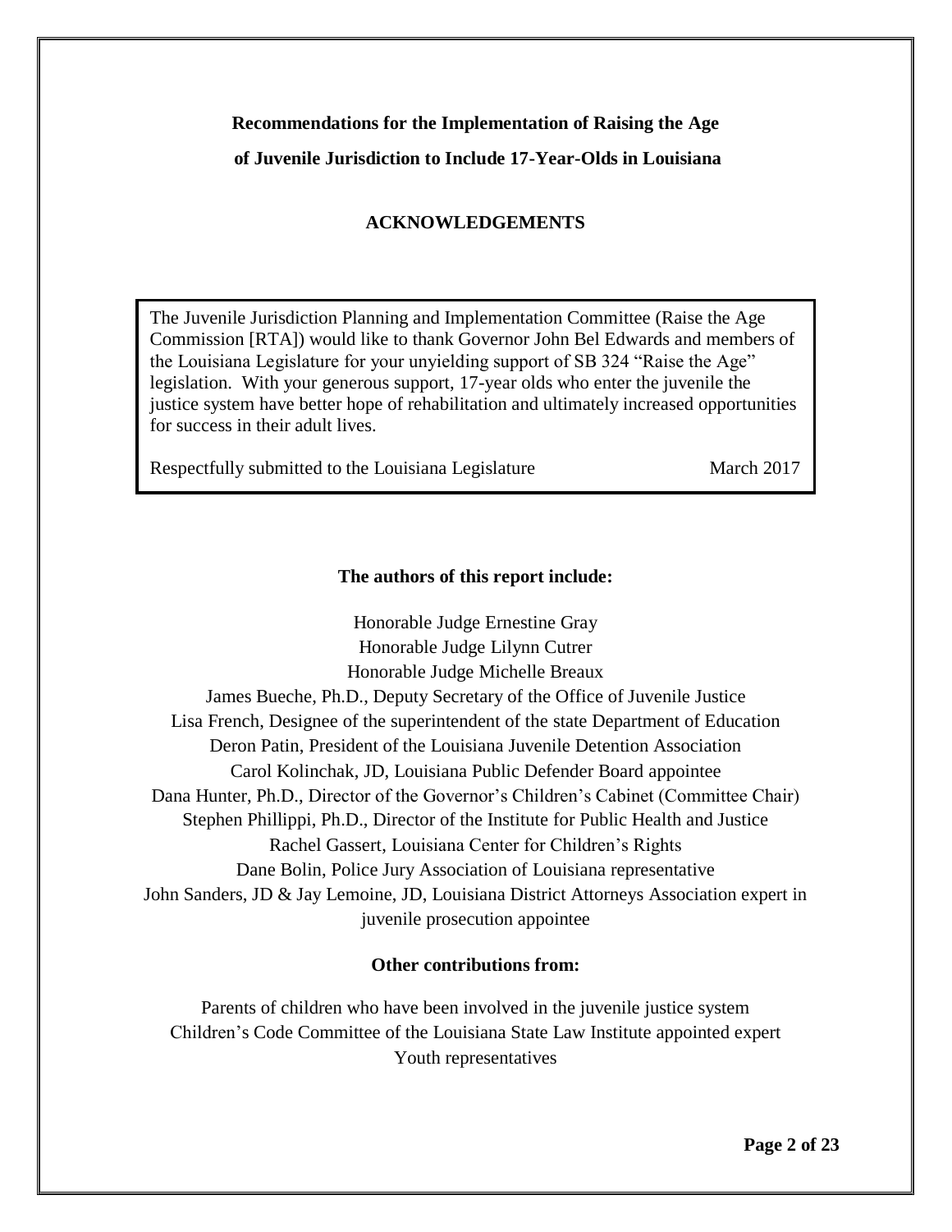**Recommendations for the Implementation of Raising the Age**

**of Juvenile Jurisdiction to Include 17-Year-Olds in Louisiana**

## ACKNOWLEDGEMENTS

The Juvenile Jurisdiction Planning and Implementation Committee (Raise the Age Commission [RTA]) would like to thank Governor John Bel Edwards and members of the Louisiana Legislature for your unyielding support of SB 324 "Raise the Age" legislation. With your generous support, 17-year olds who enter the juvenile the justice system have better hope of rehabilitation and ultimately increased opportunities for success in their adult lives.

Respectfully submitted to the Louisiana Legislature March 2017

**The authors of this report include:**

Honorable Judge Ernestine Gray
Honorable Judge Lilynn Cutrer
Honorable Judge Michelle Breaux
James Bueche, Ph.D., Deputy Secretary of the Office of Juvenile Justice
Lisa French, Designee of the superintendent of the state Department of Education
Deron Patin, President of the Louisiana Juvenile Detention Association
Carol Kolinchak, JD, Louisiana Public Defender Board appointee
Dana Hunter, Ph.D., Director of the Governor's Children's Cabinet (Committee Chair)
Stephen Phillippi, Ph.D., Director of the Institute for Public Health and Justice
Rachel Gassert, Louisiana Center for Children's Rights
Dane Bolin, Police Jury Association of Louisiana representative
John Sanders, JD & Jay Lemoine, JD, Louisiana District Attorneys Association expert in juvenile prosecution appointee

**Other contributions from:**

Parents of children who have been involved in the juvenile justice system
Children's Code Committee of the Louisiana State Law Institute appointed expert
Youth representatives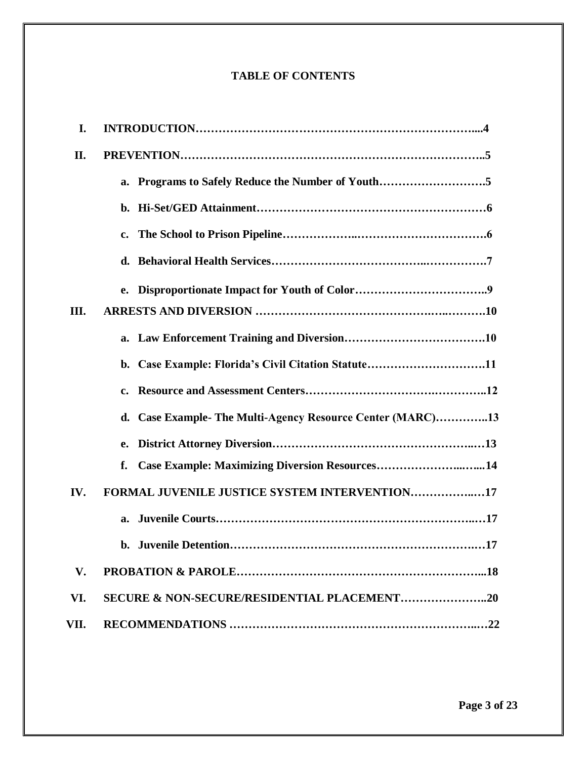# TABLE OF CONTENTS

| | | |
|---|---|---|
| **I.** | **INTRODUCTION** | **4** |
| **II.** | **PREVENTION** | **5** |
| | **a. Programs to Safely Reduce the Number of Youth** | **5** |
| | **b. Hi-Set/GED Attainment** | **6** |
| | **c. The School to Prison Pipeline** | **6** |
| | **d. Behavioral Health Services** | **7** |
| | **e. Disproportionate Impact for Youth of Color** | **9** |
| **III.** | **ARRESTS AND DIVERSION** | **10** |
| | **a. Law Enforcement Training and Diversion** | **10** |
| | **b. Case Example: Florida's Civil Citation Statute** | **11** |
| | **c. Resource and Assessment Centers** | **12** |
| | **d. Case Example- The Multi-Agency Resource Center (MARC)** | **13** |
| | **e. District Attorney Diversion** | **13** |
| | **f. Case Example: Maximizing Diversion Resources** | **14** |
| **IV.** | **FORMAL JUVENILE JUSTICE SYSTEM INTERVENTION** | **17** |
| | **a. Juvenile Courts** | **17** |
| | **b. Juvenile Detention** | **17** |
| **V.** | **PROBATION & PAROLE** | **18** |
| **VI.** | **SECURE & NON-SECURE/RESIDENTIAL PLACEMENT** | **20** |
| **VII.** | **RECOMMENDATIONS** | **22** |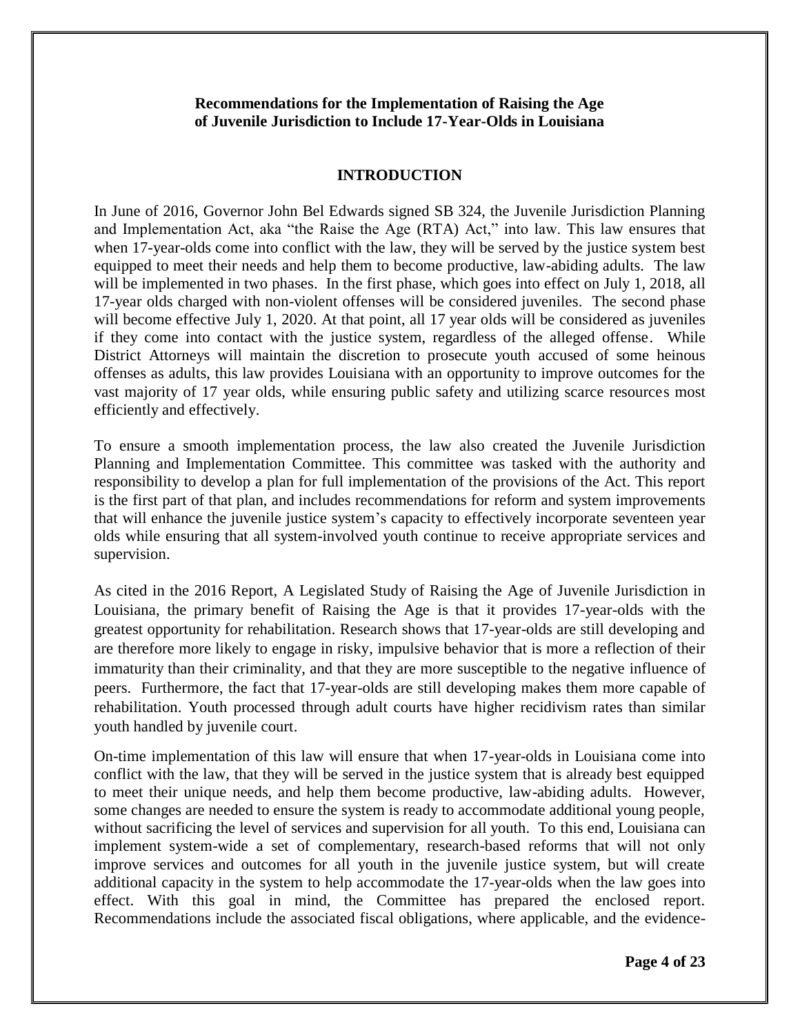**Recommendations for the Implementation of Raising the Age of Juvenile Jurisdiction to Include 17-Year-Olds in Louisiana**

## INTRODUCTION

In June of 2016, Governor John Bel Edwards signed SB 324, the Juvenile Jurisdiction Planning and Implementation Act, aka "the Raise the Age (RTA) Act," into law. This law ensures that when 17-year-olds come into conflict with the law, they will be served by the justice system best equipped to meet their needs and help them to become productive, law-abiding adults. The law will be implemented in two phases. In the first phase, which goes into effect on July 1, 2018, all 17-year olds charged with non-violent offenses will be considered juveniles. The second phase will become effective July 1, 2020. At that point, all 17 year olds will be considered as juveniles if they come into contact with the justice system, regardless of the alleged offense. While District Attorneys will maintain the discretion to prosecute youth accused of some heinous offenses as adults, this law provides Louisiana with an opportunity to improve outcomes for the vast majority of 17 year olds, while ensuring public safety and utilizing scarce resources most efficiently and effectively.

To ensure a smooth implementation process, the law also created the Juvenile Jurisdiction Planning and Implementation Committee. This committee was tasked with the authority and responsibility to develop a plan for full implementation of the provisions of the Act. This report is the first part of that plan, and includes recommendations for reform and system improvements that will enhance the juvenile justice system's capacity to effectively incorporate seventeen year olds while ensuring that all system-involved youth continue to receive appropriate services and supervision.

As cited in the 2016 Report, A Legislated Study of Raising the Age of Juvenile Jurisdiction in Louisiana, the primary benefit of Raising the Age is that it provides 17-year-olds with the greatest opportunity for rehabilitation. Research shows that 17-year-olds are still developing and are therefore more likely to engage in risky, impulsive behavior that is more a reflection of their immaturity than their criminality, and that they are more susceptible to the negative influence of peers. Furthermore, the fact that 17-year-olds are still developing makes them more capable of rehabilitation. Youth processed through adult courts have higher recidivism rates than similar youth handled by juvenile court.

On-time implementation of this law will ensure that when 17-year-olds in Louisiana come into conflict with the law, that they will be served in the justice system that is already best equipped to meet their unique needs, and help them become productive, law-abiding adults. However, some changes are needed to ensure the system is ready to accommodate additional young people, without sacrificing the level of services and supervision for all youth. To this end, Louisiana can implement system-wide a set of complementary, research-based reforms that will not only improve services and outcomes for all youth in the juvenile justice system, but will create additional capacity in the system to help accommodate the 17-year-olds when the law goes into effect. With this goal in mind, the Committee has prepared the enclosed report. Recommendations include the associated fiscal obligations, where applicable, and the evidence-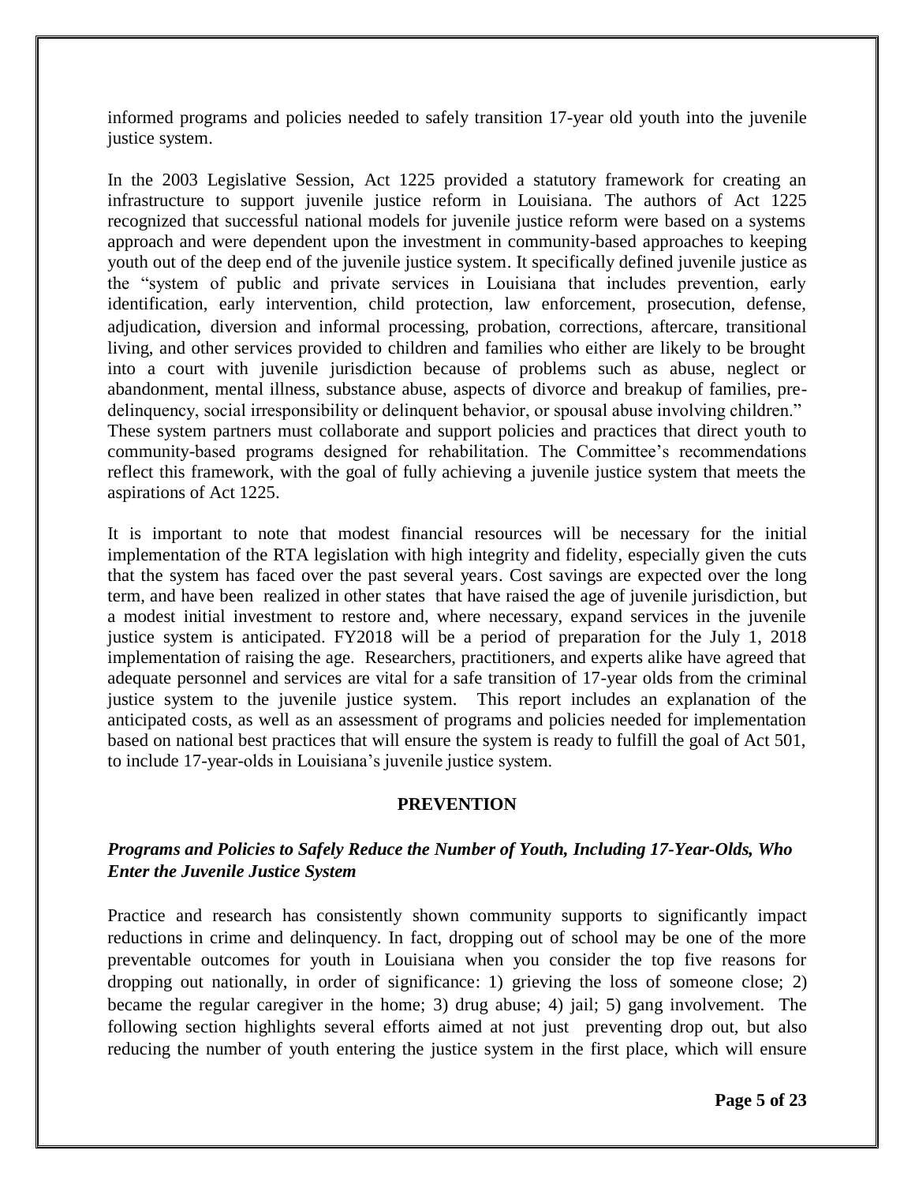informed programs and policies needed to safely transition 17-year old youth into the juvenile justice system.

In the 2003 Legislative Session, Act 1225 provided a statutory framework for creating an infrastructure to support juvenile justice reform in Louisiana. The authors of Act 1225 recognized that successful national models for juvenile justice reform were based on a systems approach and were dependent upon the investment in community-based approaches to keeping youth out of the deep end of the juvenile justice system. It specifically defined juvenile justice as the "system of public and private services in Louisiana that includes prevention, early identification, early intervention, child protection, law enforcement, prosecution, defense, adjudication, diversion and informal processing, probation, corrections, aftercare, transitional living, and other services provided to children and families who either are likely to be brought into a court with juvenile jurisdiction because of problems such as abuse, neglect or abandonment, mental illness, substance abuse, aspects of divorce and breakup of families, pre-delinquency, social irresponsibility or delinquent behavior, or spousal abuse involving children." These system partners must collaborate and support policies and practices that direct youth to community-based programs designed for rehabilitation. The Committee's recommendations reflect this framework, with the goal of fully achieving a juvenile justice system that meets the aspirations of Act 1225.

It is important to note that modest financial resources will be necessary for the initial implementation of the RTA legislation with high integrity and fidelity, especially given the cuts that the system has faced over the past several years. Cost savings are expected over the long term, and have been realized in other states that have raised the age of juvenile jurisdiction, but a modest initial investment to restore and, where necessary, expand services in the juvenile justice system is anticipated. FY2018 will be a period of preparation for the July 1, 2018 implementation of raising the age. Researchers, practitioners, and experts alike have agreed that adequate personnel and services are vital for a safe transition of 17-year olds from the criminal justice system to the juvenile justice system. This report includes an explanation of the anticipated costs, as well as an assessment of programs and policies needed for implementation based on national best practices that will ensure the system is ready to fulfill the goal of Act 501, to include 17-year-olds in Louisiana's juvenile justice system.

## PREVENTION

### *Programs and Policies to Safely Reduce the Number of Youth, Including 17-Year-Olds, Who Enter the Juvenile Justice System*

Practice and research has consistently shown community supports to significantly impact reductions in crime and delinquency. In fact, dropping out of school may be one of the more preventable outcomes for youth in Louisiana when you consider the top five reasons for dropping out nationally, in order of significance: 1) grieving the loss of someone close; 2) became the regular caregiver in the home; 3) drug abuse; 4) jail; 5) gang involvement. The following section highlights several efforts aimed at not just preventing drop out, but also reducing the number of youth entering the justice system in the first place, which will ensure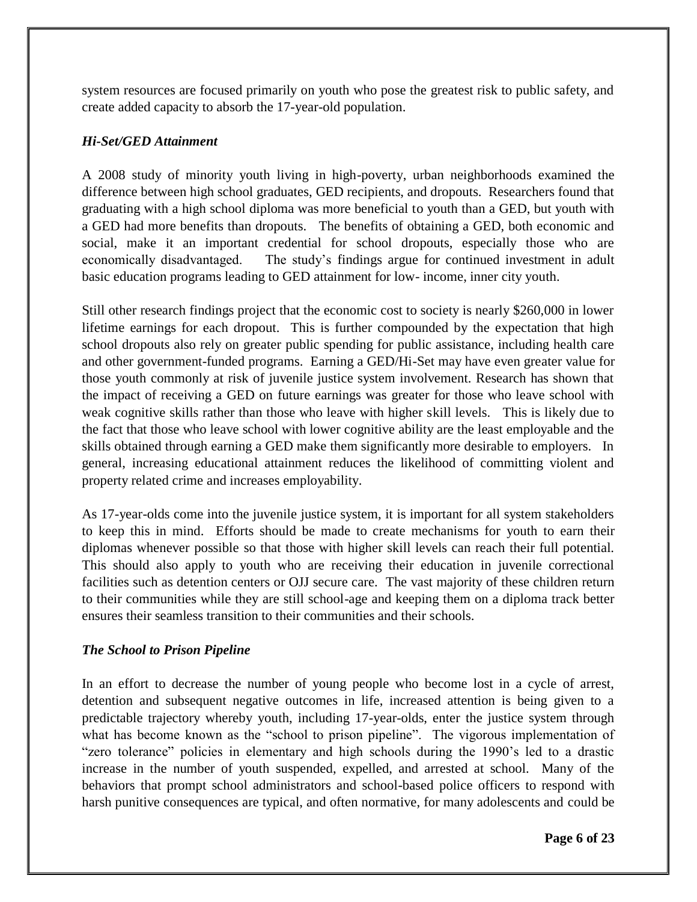system resources are focused primarily on youth who pose the greatest risk to public safety, and create added capacity to absorb the 17-year-old population.

### *Hi-Set/GED Attainment*

A 2008 study of minority youth living in high-poverty, urban neighborhoods examined the difference between high school graduates, GED recipients, and dropouts. Researchers found that graduating with a high school diploma was more beneficial to youth than a GED, but youth with a GED had more benefits than dropouts. The benefits of obtaining a GED, both economic and social, make it an important credential for school dropouts, especially those who are economically disadvantaged. The study's findings argue for continued investment in adult basic education programs leading to GED attainment for low- income, inner city youth.

Still other research findings project that the economic cost to society is nearly $260,000 in lower lifetime earnings for each dropout. This is further compounded by the expectation that high school dropouts also rely on greater public spending for public assistance, including health care and other government-funded programs. Earning a GED/Hi-Set may have even greater value for those youth commonly at risk of juvenile justice system involvement. Research has shown that the impact of receiving a GED on future earnings was greater for those who leave school with weak cognitive skills rather than those who leave with higher skill levels. This is likely due to the fact that those who leave school with lower cognitive ability are the least employable and the skills obtained through earning a GED make them significantly more desirable to employers. In general, increasing educational attainment reduces the likelihood of committing violent and property related crime and increases employability.

As 17-year-olds come into the juvenile justice system, it is important for all system stakeholders to keep this in mind. Efforts should be made to create mechanisms for youth to earn their diplomas whenever possible so that those with higher skill levels can reach their full potential. This should also apply to youth who are receiving their education in juvenile correctional facilities such as detention centers or OJJ secure care. The vast majority of these children return to their communities while they are still school-age and keeping them on a diploma track better ensures their seamless transition to their communities and their schools.

### *The School to Prison Pipeline*

In an effort to decrease the number of young people who become lost in a cycle of arrest, detention and subsequent negative outcomes in life, increased attention is being given to a predictable trajectory whereby youth, including 17-year-olds, enter the justice system through what has become known as the "school to prison pipeline". The vigorous implementation of "zero tolerance" policies in elementary and high schools during the 1990's led to a drastic increase in the number of youth suspended, expelled, and arrested at school. Many of the behaviors that prompt school administrators and school-based police officers to respond with harsh punitive consequences are typical, and often normative, for many adolescents and could be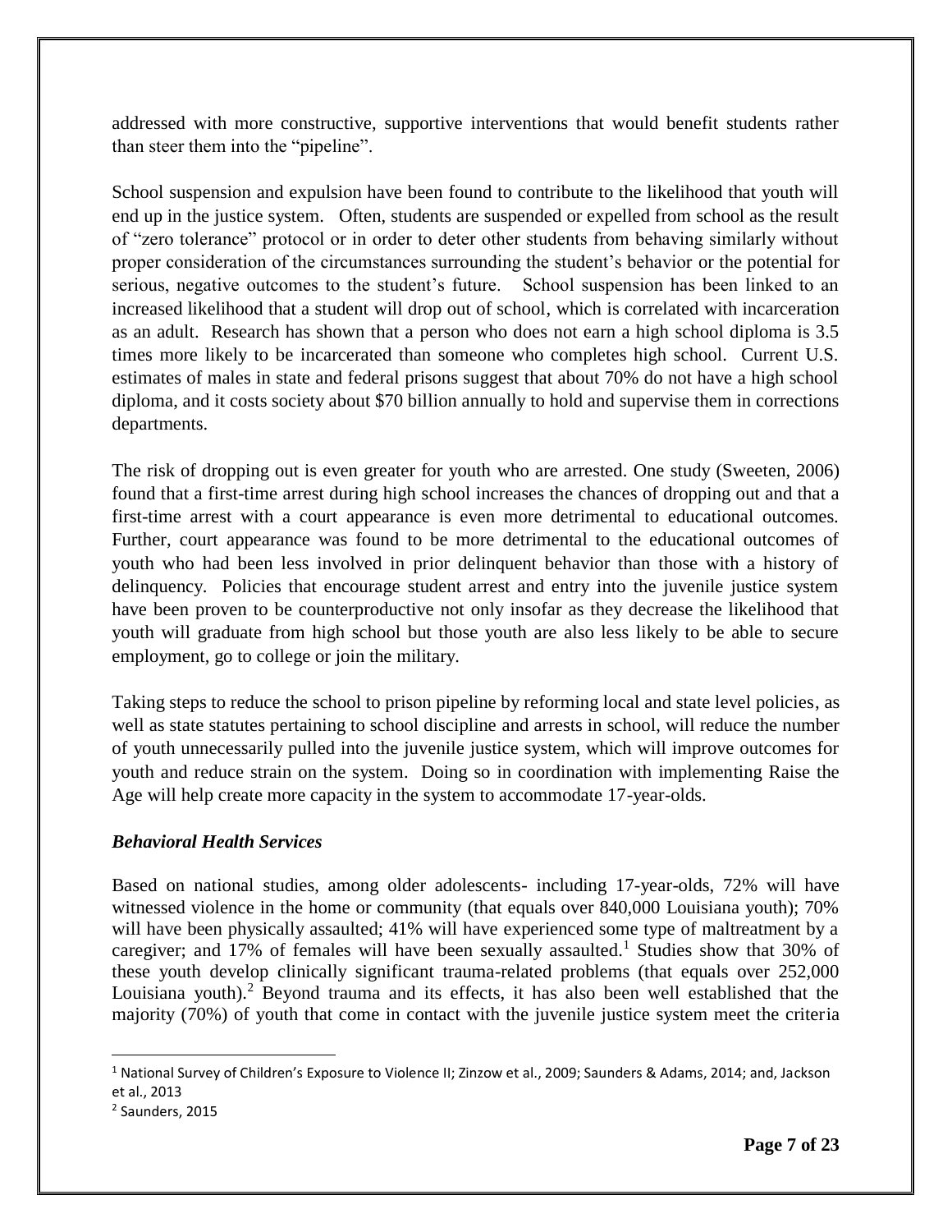addressed with more constructive, supportive interventions that would benefit students rather than steer them into the "pipeline".

School suspension and expulsion have been found to contribute to the likelihood that youth will end up in the justice system. Often, students are suspended or expelled from school as the result of "zero tolerance" protocol or in order to deter other students from behaving similarly without proper consideration of the circumstances surrounding the student's behavior or the potential for serious, negative outcomes to the student's future. School suspension has been linked to an increased likelihood that a student will drop out of school, which is correlated with incarceration as an adult. Research has shown that a person who does not earn a high school diploma is 3.5 times more likely to be incarcerated than someone who completes high school. Current U.S. estimates of males in state and federal prisons suggest that about 70% do not have a high school diploma, and it costs society about $70 billion annually to hold and supervise them in corrections departments.

The risk of dropping out is even greater for youth who are arrested. One study (Sweeten, 2006) found that a first-time arrest during high school increases the chances of dropping out and that a first-time arrest with a court appearance is even more detrimental to educational outcomes. Further, court appearance was found to be more detrimental to the educational outcomes of youth who had been less involved in prior delinquent behavior than those with a history of delinquency. Policies that encourage student arrest and entry into the juvenile justice system have been proven to be counterproductive not only insofar as they decrease the likelihood that youth will graduate from high school but those youth are also less likely to be able to secure employment, go to college or join the military.

Taking steps to reduce the school to prison pipeline by reforming local and state level policies, as well as state statutes pertaining to school discipline and arrests in school, will reduce the number of youth unnecessarily pulled into the juvenile justice system, which will improve outcomes for youth and reduce strain on the system. Doing so in coordination with implementing Raise the Age will help create more capacity in the system to accommodate 17-year-olds.

### *Behavioral Health Services*

Based on national studies, among older adolescents- including 17-year-olds, 72% will have witnessed violence in the home or community (that equals over 840,000 Louisiana youth); 70% will have been physically assaulted; 41% will have experienced some type of maltreatment by a caregiver; and 17% of females will have been sexually assaulted.[1] Studies show that 30% of these youth develop clinically significant trauma-related problems (that equals over 252,000 Louisiana youth).[2] Beyond trauma and its effects, it has also been well established that the majority (70%) of youth that come in contact with the juvenile justice system meet the criteria

---

[1] National Survey of Children's Exposure to Violence II; Zinzow et al., 2009; Saunders & Adams, 2014; and, Jackson et al., 2013

[2] Saunders, 2015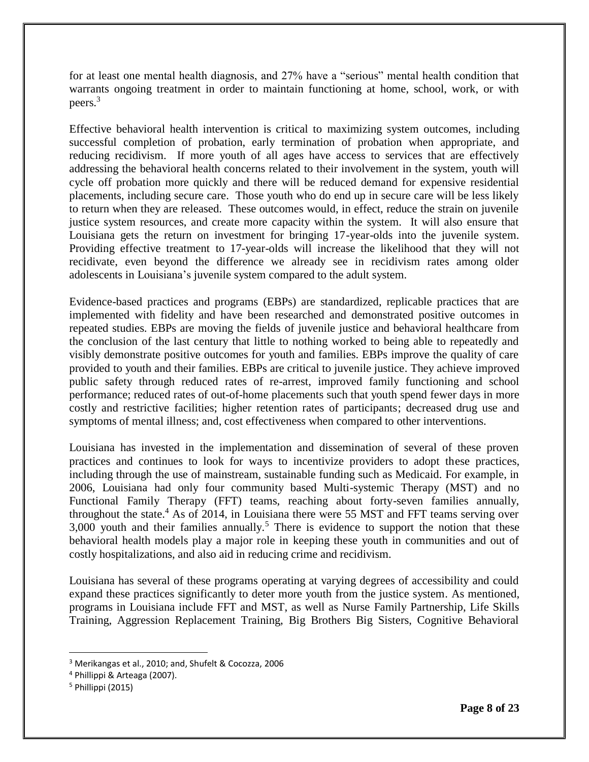for at least one mental health diagnosis, and 27% have a "serious" mental health condition that warrants ongoing treatment in order to maintain functioning at home, school, work, or with peers.[3]

Effective behavioral health intervention is critical to maximizing system outcomes, including successful completion of probation, early termination of probation when appropriate, and reducing recidivism. If more youth of all ages have access to services that are effectively addressing the behavioral health concerns related to their involvement in the system, youth will cycle off probation more quickly and there will be reduced demand for expensive residential placements, including secure care. Those youth who do end up in secure care will be less likely to return when they are released. These outcomes would, in effect, reduce the strain on juvenile justice system resources, and create more capacity within the system. It will also ensure that Louisiana gets the return on investment for bringing 17-year-olds into the juvenile system. Providing effective treatment to 17-year-olds will increase the likelihood that they will not recidivate, even beyond the difference we already see in recidivism rates among older adolescents in Louisiana's juvenile system compared to the adult system.

Evidence-based practices and programs (EBPs) are standardized, replicable practices that are implemented with fidelity and have been researched and demonstrated positive outcomes in repeated studies. EBPs are moving the fields of juvenile justice and behavioral healthcare from the conclusion of the last century that little to nothing worked to being able to repeatedly and visibly demonstrate positive outcomes for youth and families. EBPs improve the quality of care provided to youth and their families. EBPs are critical to juvenile justice. They achieve improved public safety through reduced rates of re-arrest, improved family functioning and school performance; reduced rates of out-of-home placements such that youth spend fewer days in more costly and restrictive facilities; higher retention rates of participants; decreased drug use and symptoms of mental illness; and, cost effectiveness when compared to other interventions.

Louisiana has invested in the implementation and dissemination of several of these proven practices and continues to look for ways to incentivize providers to adopt these practices, including through the use of mainstream, sustainable funding such as Medicaid. For example, in 2006, Louisiana had only four community based Multi-systemic Therapy (MST) and no Functional Family Therapy (FFT) teams, reaching about forty-seven families annually, throughout the state.[4] As of 2014, in Louisiana there were 55 MST and FFT teams serving over 3,000 youth and their families annually.[5] There is evidence to support the notion that these behavioral health models play a major role in keeping these youth in communities and out of costly hospitalizations, and also aid in reducing crime and recidivism.

Louisiana has several of these programs operating at varying degrees of accessibility and could expand these practices significantly to deter more youth from the justice system. As mentioned, programs in Louisiana include FFT and MST, as well as Nurse Family Partnership, Life Skills Training, Aggression Replacement Training, Big Brothers Big Sisters, Cognitive Behavioral

---

[3] Merikangas et al., 2010; and, Shufelt & Cocozza, 2006

[4] Phillippi & Arteaga (2007).

[5] Phillippi (2015)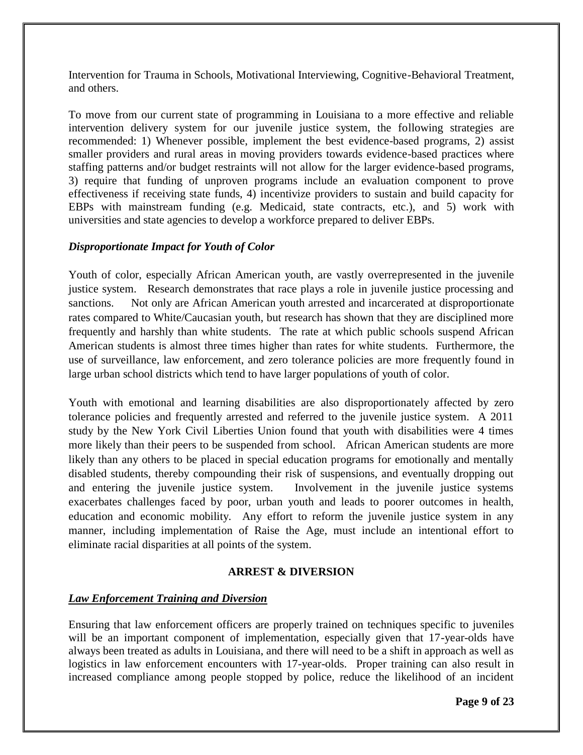Intervention for Trauma in Schools, Motivational Interviewing, Cognitive-Behavioral Treatment, and others.

To move from our current state of programming in Louisiana to a more effective and reliable intervention delivery system for our juvenile justice system, the following strategies are recommended: 1) Whenever possible, implement the best evidence-based programs, 2) assist smaller providers and rural areas in moving providers towards evidence-based practices where staffing patterns and/or budget restraints will not allow for the larger evidence-based programs, 3) require that funding of unproven programs include an evaluation component to prove effectiveness if receiving state funds, 4) incentivize providers to sustain and build capacity for EBPs with mainstream funding (e.g. Medicaid, state contracts, etc.), and 5) work with universities and state agencies to develop a workforce prepared to deliver EBPs.

### ***Disproportionate Impact for Youth of Color***

Youth of color, especially African American youth, are vastly overrepresented in the juvenile justice system. Research demonstrates that race plays a role in juvenile justice processing and sanctions. Not only are African American youth arrested and incarcerated at disproportionate rates compared to White/Caucasian youth, but research has shown that they are disciplined more frequently and harshly than white students. The rate at which public schools suspend African American students is almost three times higher than rates for white students. Furthermore, the use of surveillance, law enforcement, and zero tolerance policies are more frequently found in large urban school districts which tend to have larger populations of youth of color.

Youth with emotional and learning disabilities are also disproportionately affected by zero tolerance policies and frequently arrested and referred to the juvenile justice system. A 2011 study by the New York Civil Liberties Union found that youth with disabilities were 4 times more likely than their peers to be suspended from school. African American students are more likely than any others to be placed in special education programs for emotionally and mentally disabled students, thereby compounding their risk of suspensions, and eventually dropping out and entering the juvenile justice system. Involvement in the juvenile justice systems exacerbates challenges faced by poor, urban youth and leads to poorer outcomes in health, education and economic mobility. Any effort to reform the juvenile justice system in any manner, including implementation of Raise the Age, must include an intentional effort to eliminate racial disparities at all points of the system.

## **ARREST & DIVERSION**

### ***Law Enforcement Training and Diversion***

Ensuring that law enforcement officers are properly trained on techniques specific to juveniles will be an important component of implementation, especially given that 17-year-olds have always been treated as adults in Louisiana, and there will need to be a shift in approach as well as logistics in law enforcement encounters with 17-year-olds. Proper training can also result in increased compliance among people stopped by police, reduce the likelihood of an incident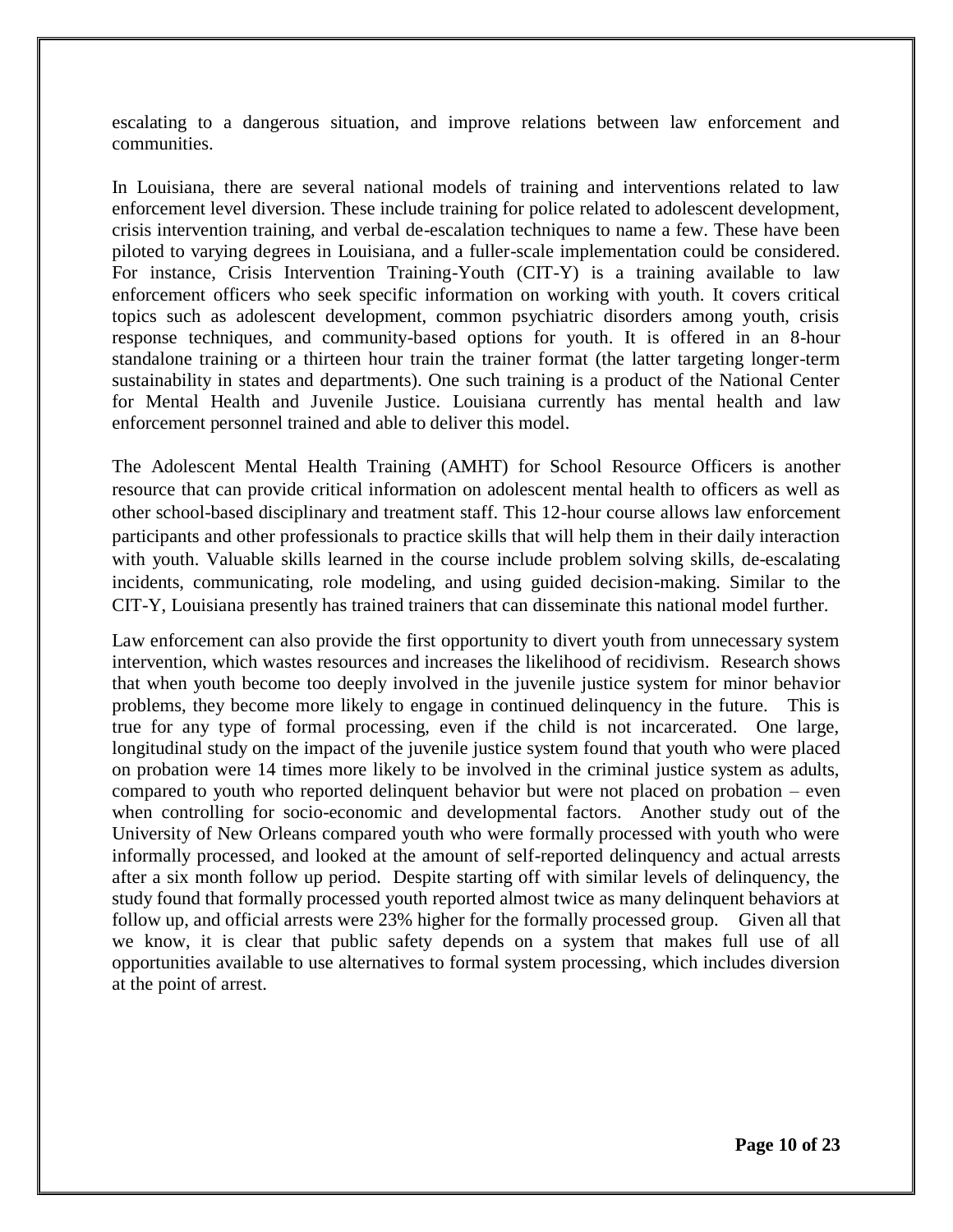escalating to a dangerous situation, and improve relations between law enforcement and communities.

In Louisiana, there are several national models of training and interventions related to law enforcement level diversion. These include training for police related to adolescent development, crisis intervention training, and verbal de-escalation techniques to name a few. These have been piloted to varying degrees in Louisiana, and a fuller-scale implementation could be considered. For instance, Crisis Intervention Training-Youth (CIT-Y) is a training available to law enforcement officers who seek specific information on working with youth. It covers critical topics such as adolescent development, common psychiatric disorders among youth, crisis response techniques, and community-based options for youth. It is offered in an 8-hour standalone training or a thirteen hour train the trainer format (the latter targeting longer-term sustainability in states and departments). One such training is a product of the National Center for Mental Health and Juvenile Justice. Louisiana currently has mental health and law enforcement personnel trained and able to deliver this model.

The Adolescent Mental Health Training (AMHT) for School Resource Officers is another resource that can provide critical information on adolescent mental health to officers as well as other school-based disciplinary and treatment staff. This 12-hour course allows law enforcement participants and other professionals to practice skills that will help them in their daily interaction with youth. Valuable skills learned in the course include problem solving skills, de-escalating incidents, communicating, role modeling, and using guided decision-making. Similar to the CIT-Y, Louisiana presently has trained trainers that can disseminate this national model further.

Law enforcement can also provide the first opportunity to divert youth from unnecessary system intervention, which wastes resources and increases the likelihood of recidivism. Research shows that when youth become too deeply involved in the juvenile justice system for minor behavior problems, they become more likely to engage in continued delinquency in the future. This is true for any type of formal processing, even if the child is not incarcerated. One large, longitudinal study on the impact of the juvenile justice system found that youth who were placed on probation were 14 times more likely to be involved in the criminal justice system as adults, compared to youth who reported delinquent behavior but were not placed on probation – even when controlling for socio-economic and developmental factors. Another study out of the University of New Orleans compared youth who were formally processed with youth who were informally processed, and looked at the amount of self-reported delinquency and actual arrests after a six month follow up period. Despite starting off with similar levels of delinquency, the study found that formally processed youth reported almost twice as many delinquent behaviors at follow up, and official arrests were 23% higher for the formally processed group. Given all that we know, it is clear that public safety depends on a system that makes full use of all opportunities available to use alternatives to formal system processing, which includes diversion at the point of arrest.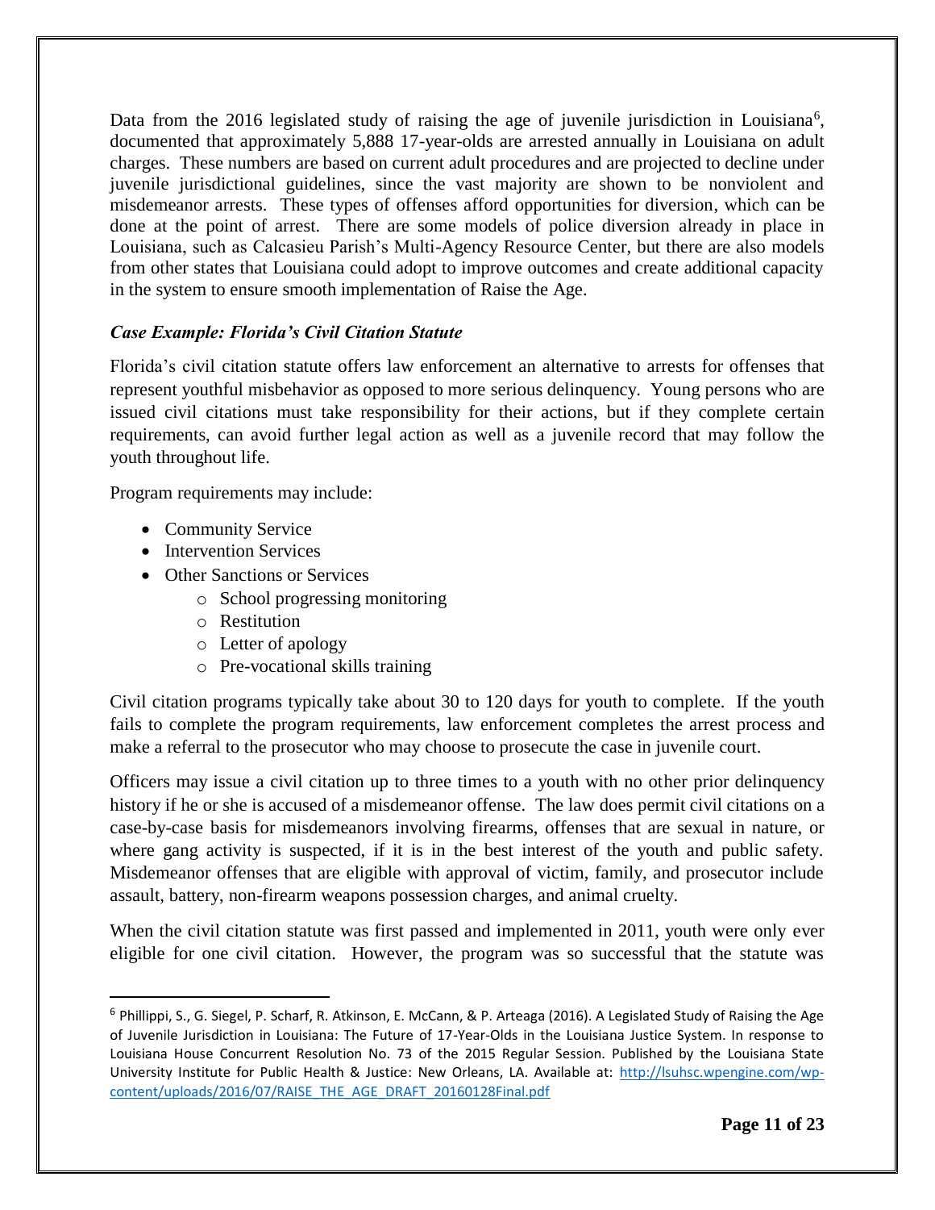Data from the 2016 legislated study of raising the age of juvenile jurisdiction in Louisiana[6], documented that approximately 5,888 17-year-olds are arrested annually in Louisiana on adult charges. These numbers are based on current adult procedures and are projected to decline under juvenile jurisdictional guidelines, since the vast majority are shown to be nonviolent and misdemeanor arrests. These types of offenses afford opportunities for diversion, which can be done at the point of arrest. There are some models of police diversion already in place in Louisiana, such as Calcasieu Parish's Multi-Agency Resource Center, but there are also models from other states that Louisiana could adopt to improve outcomes and create additional capacity in the system to ensure smooth implementation of Raise the Age.

### *Case Example: Florida's Civil Citation Statute*

Florida's civil citation statute offers law enforcement an alternative to arrests for offenses that represent youthful misbehavior as opposed to more serious delinquency. Young persons who are issued civil citations must take responsibility for their actions, but if they complete certain requirements, can avoid further legal action as well as a juvenile record that may follow the youth throughout life.

Program requirements may include:

- Community Service
- Intervention Services
- Other Sanctions or Services
    - School progressing monitoring
    - Restitution
    - Letter of apology
    - Pre-vocational skills training

Civil citation programs typically take about 30 to 120 days for youth to complete. If the youth fails to complete the program requirements, law enforcement completes the arrest process and make a referral to the prosecutor who may choose to prosecute the case in juvenile court.

Officers may issue a civil citation up to three times to a youth with no other prior delinquency history if he or she is accused of a misdemeanor offense. The law does permit civil citations on a case-by-case basis for misdemeanors involving firearms, offenses that are sexual in nature, or where gang activity is suspected, if it is in the best interest of the youth and public safety. Misdemeanor offenses that are eligible with approval of victim, family, and prosecutor include assault, battery, non-firearm weapons possession charges, and animal cruelty.

When the civil citation statute was first passed and implemented in 2011, youth were only ever eligible for one civil citation. However, the program was so successful that the statute was

---

[6] Phillippi, S., G. Siegel, P. Scharf, R. Atkinson, E. McCann, & P. Arteaga (2016). A Legislated Study of Raising the Age of Juvenile Jurisdiction in Louisiana: The Future of 17-Year-Olds in the Louisiana Justice System. In response to Louisiana House Concurrent Resolution No. 73 of the 2015 Regular Session. Published by the Louisiana State University Institute for Public Health & Justice: New Orleans, LA. Available at: http://lsuhsc.wpengine.com/wp-content/uploads/2016/07/RAISE_THE_AGE_DRAFT_20160128Final.pdf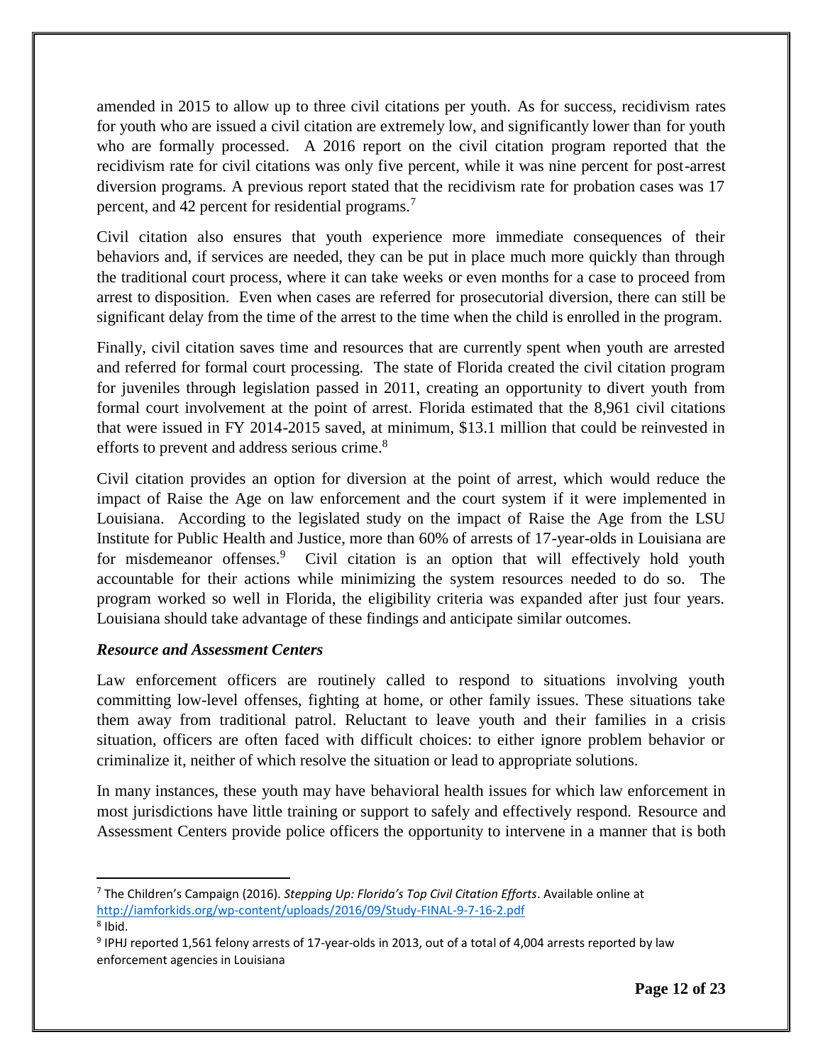amended in 2015 to allow up to three civil citations per youth. As for success, recidivism rates for youth who are issued a civil citation are extremely low, and significantly lower than for youth who are formally processed. A 2016 report on the civil citation program reported that the recidivism rate for civil citations was only five percent, while it was nine percent for post-arrest diversion programs. A previous report stated that the recidivism rate for probation cases was 17 percent, and 42 percent for residential programs.[7]

Civil citation also ensures that youth experience more immediate consequences of their behaviors and, if services are needed, they can be put in place much more quickly than through the traditional court process, where it can take weeks or even months for a case to proceed from arrest to disposition. Even when cases are referred for prosecutorial diversion, there can still be significant delay from the time of the arrest to the time when the child is enrolled in the program.

Finally, civil citation saves time and resources that are currently spent when youth are arrested and referred for formal court processing. The state of Florida created the civil citation program for juveniles through legislation passed in 2011, creating an opportunity to divert youth from formal court involvement at the point of arrest. Florida estimated that the 8,961 civil citations that were issued in FY 2014-2015 saved, at minimum, $13.1 million that could be reinvested in efforts to prevent and address serious crime.[8]

Civil citation provides an option for diversion at the point of arrest, which would reduce the impact of Raise the Age on law enforcement and the court system if it were implemented in Louisiana. According to the legislated study on the impact of Raise the Age from the LSU Institute for Public Health and Justice, more than 60% of arrests of 17-year-olds in Louisiana are for misdemeanor offenses.[9] Civil citation is an option that will effectively hold youth accountable for their actions while minimizing the system resources needed to do so. The program worked so well in Florida, the eligibility criteria was expanded after just four years. Louisiana should take advantage of these findings and anticipate similar outcomes.

***Resource and Assessment Centers***

Law enforcement officers are routinely called to respond to situations involving youth committing low-level offenses, fighting at home, or other family issues. These situations take them away from traditional patrol. Reluctant to leave youth and their families in a crisis situation, officers are often faced with difficult choices: to either ignore problem behavior or criminalize it, neither of which resolve the situation or lead to appropriate solutions.

In many instances, these youth may have behavioral health issues for which law enforcement in most jurisdictions have little training or support to safely and effectively respond. Resource and Assessment Centers provide police officers the opportunity to intervene in a manner that is both

---

[7] The Children's Campaign (2016). *Stepping Up: Florida's Top Civil Citation Efforts*. Available online at http://iamforkids.org/wp-content/uploads/2016/09/Study-FINAL-9-7-16-2.pdf

[8] Ibid.

[9] IPHJ reported 1,561 felony arrests of 17-year-olds in 2013, out of a total of 4,004 arrests reported by law enforcement agencies in Louisiana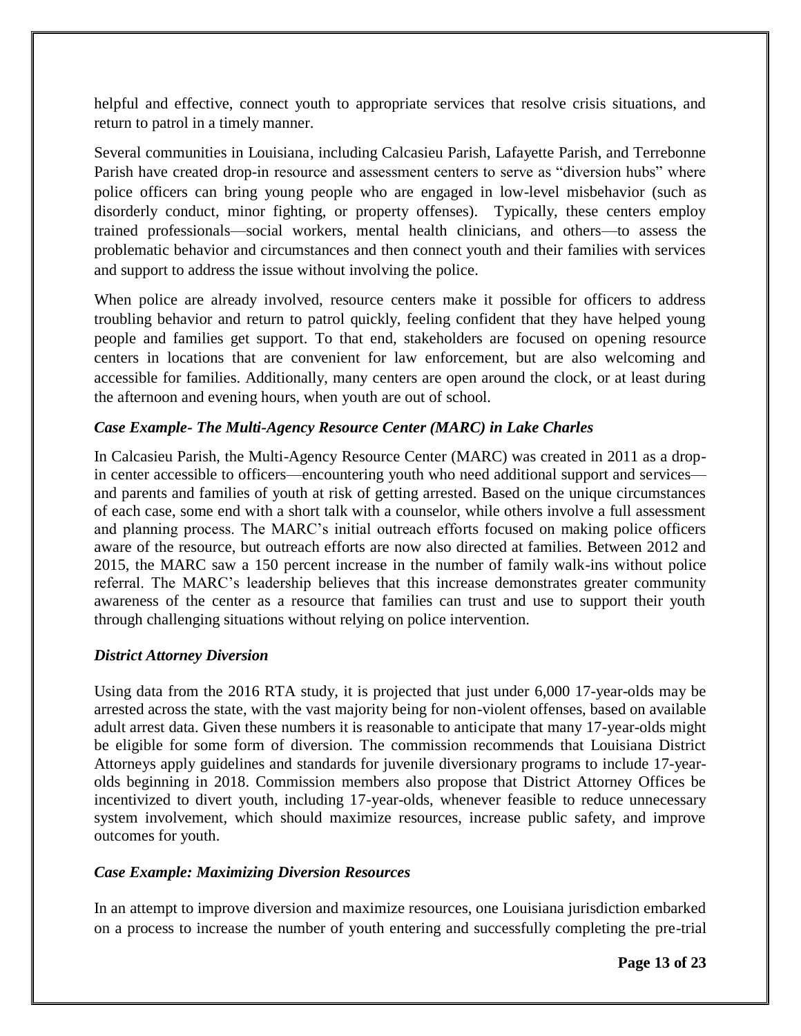helpful and effective, connect youth to appropriate services that resolve crisis situations, and return to patrol in a timely manner.

Several communities in Louisiana, including Calcasieu Parish, Lafayette Parish, and Terrebonne Parish have created drop-in resource and assessment centers to serve as "diversion hubs" where police officers can bring young people who are engaged in low-level misbehavior (such as disorderly conduct, minor fighting, or property offenses). Typically, these centers employ trained professionals—social workers, mental health clinicians, and others—to assess the problematic behavior and circumstances and then connect youth and their families with services and support to address the issue without involving the police.

When police are already involved, resource centers make it possible for officers to address troubling behavior and return to patrol quickly, feeling confident that they have helped young people and families get support. To that end, stakeholders are focused on opening resource centers in locations that are convenient for law enforcement, but are also welcoming and accessible for families. Additionally, many centers are open around the clock, or at least during the afternoon and evening hours, when youth are out of school.

***Case Example- The Multi-Agency Resource Center (MARC) in Lake Charles***

In Calcasieu Parish, the Multi-Agency Resource Center (MARC) was created in 2011 as a drop-in center accessible to officers—encountering youth who need additional support and services—and parents and families of youth at risk of getting arrested. Based on the unique circumstances of each case, some end with a short talk with a counselor, while others involve a full assessment and planning process. The MARC's initial outreach efforts focused on making police officers aware of the resource, but outreach efforts are now also directed at families. Between 2012 and 2015, the MARC saw a 150 percent increase in the number of family walk-ins without police referral. The MARC's leadership believes that this increase demonstrates greater community awareness of the center as a resource that families can trust and use to support their youth through challenging situations without relying on police intervention.

***District Attorney Diversion***

Using data from the 2016 RTA study, it is projected that just under 6,000 17-year-olds may be arrested across the state, with the vast majority being for non-violent offenses, based on available adult arrest data. Given these numbers it is reasonable to anticipate that many 17-year-olds might be eligible for some form of diversion. The commission recommends that Louisiana District Attorneys apply guidelines and standards for juvenile diversionary programs to include 17-year-olds beginning in 2018. Commission members also propose that District Attorney Offices be incentivized to divert youth, including 17-year-olds, whenever feasible to reduce unnecessary system involvement, which should maximize resources, increase public safety, and improve outcomes for youth.

***Case Example: Maximizing Diversion Resources***

In an attempt to improve diversion and maximize resources, one Louisiana jurisdiction embarked on a process to increase the number of youth entering and successfully completing the pre-trial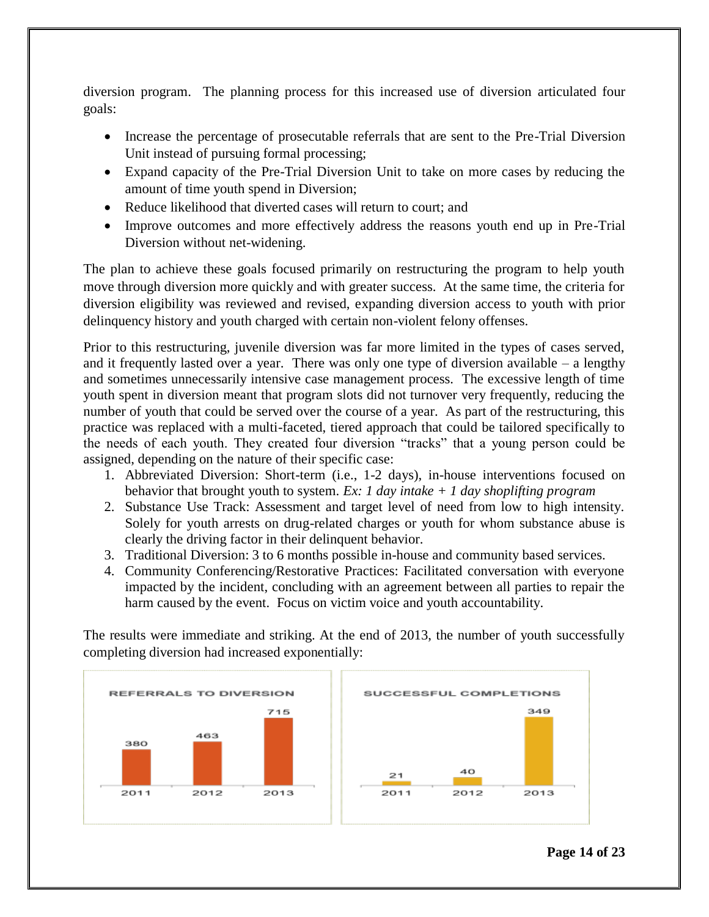diversion program. The planning process for this increased use of diversion articulated four goals:

- Increase the percentage of prosecutable referrals that are sent to the Pre-Trial Diversion Unit instead of pursuing formal processing;
- Expand capacity of the Pre-Trial Diversion Unit to take on more cases by reducing the amount of time youth spend in Diversion;
- Reduce likelihood that diverted cases will return to court; and
- Improve outcomes and more effectively address the reasons youth end up in Pre-Trial Diversion without net-widening.

The plan to achieve these goals focused primarily on restructuring the program to help youth move through diversion more quickly and with greater success. At the same time, the criteria for diversion eligibility was reviewed and revised, expanding diversion access to youth with prior delinquency history and youth charged with certain non-violent felony offenses.

Prior to this restructuring, juvenile diversion was far more limited in the types of cases served, and it frequently lasted over a year. There was only one type of diversion available – a lengthy and sometimes unnecessarily intensive case management process. The excessive length of time youth spent in diversion meant that program slots did not turnover very frequently, reducing the number of youth that could be served over the course of a year. As part of the restructuring, this practice was replaced with a multi-faceted, tiered approach that could be tailored specifically to the needs of each youth. They created four diversion "tracks" that a young person could be assigned, depending on the nature of their specific case:

1. Abbreviated Diversion: Short-term (i.e., 1-2 days), in-house interventions focused on behavior that brought youth to system. *Ex: 1 day intake + 1 day shoplifting program*
2. Substance Use Track: Assessment and target level of need from low to high intensity. Solely for youth arrests on drug-related charges or youth for whom substance abuse is clearly the driving factor in their delinquent behavior.
3. Traditional Diversion: 3 to 6 months possible in-house and community based services.
4. Community Conferencing/Restorative Practices: Facilitated conversation with everyone impacted by the incident, concluding with an agreement between all parties to repair the harm caused by the event. Focus on victim voice and youth accountability.

The results were immediate and striking. At the end of 2013, the number of youth successfully completing diversion had increased exponentially:

**REFERRALS TO DIVERSION**

| Year | Referrals |
|---|---|
| 2011 | 380 |
| 2012 | 463 |
| 2013 | 715 |

**SUCCESSFUL COMPLETIONS**

| Year | Completions |
|---|---|
| 2011 | 21 |
| 2012 | 40 |
| 2013 | 349 |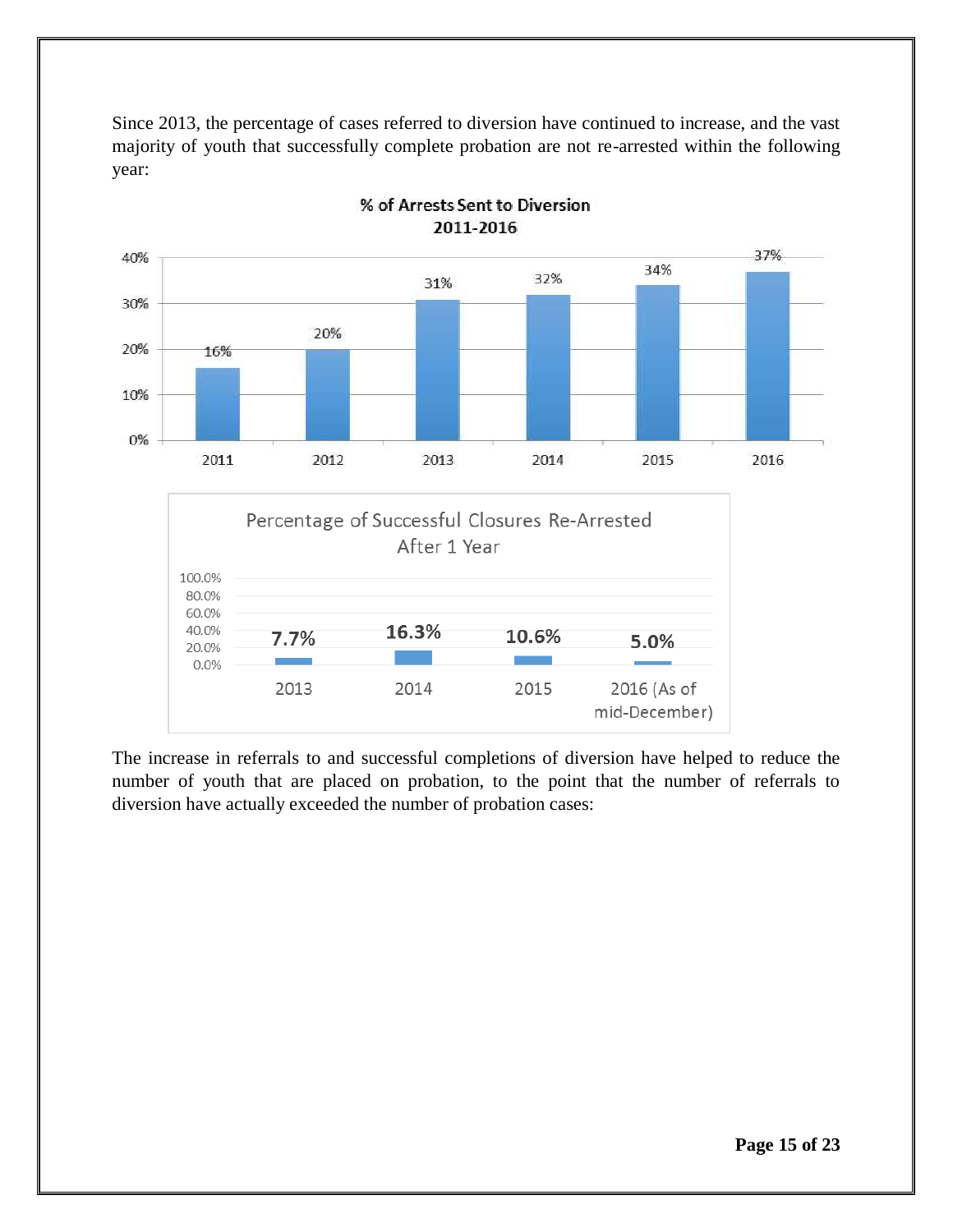Since 2013, the percentage of cases referred to diversion have continued to increase, and the vast majority of youth that successfully complete probation are not re-arrested within the following year:

**% of Arrests Sent to Diversion 2011-2016**

| Year | % of Arrests Sent to Diversion |
|---|---|
| 2011 | 16% |
| 2012 | 20% |
| 2013 | 31% |
| 2014 | 32% |
| 2015 | 34% |
| 2016 | 37% |

**Percentage of Successful Closures Re-Arrested After 1 Year**

| Year | Percentage |
|---|---|
| 2013 | 7.7% |
| 2014 | 16.3% |
| 2015 | 10.6% |
| 2016 (As of mid-December) | 5.0% |

The increase in referrals to and successful completions of diversion have helped to reduce the number of youth that are placed on probation, to the point that the number of referrals to diversion have actually exceeded the number of probation cases: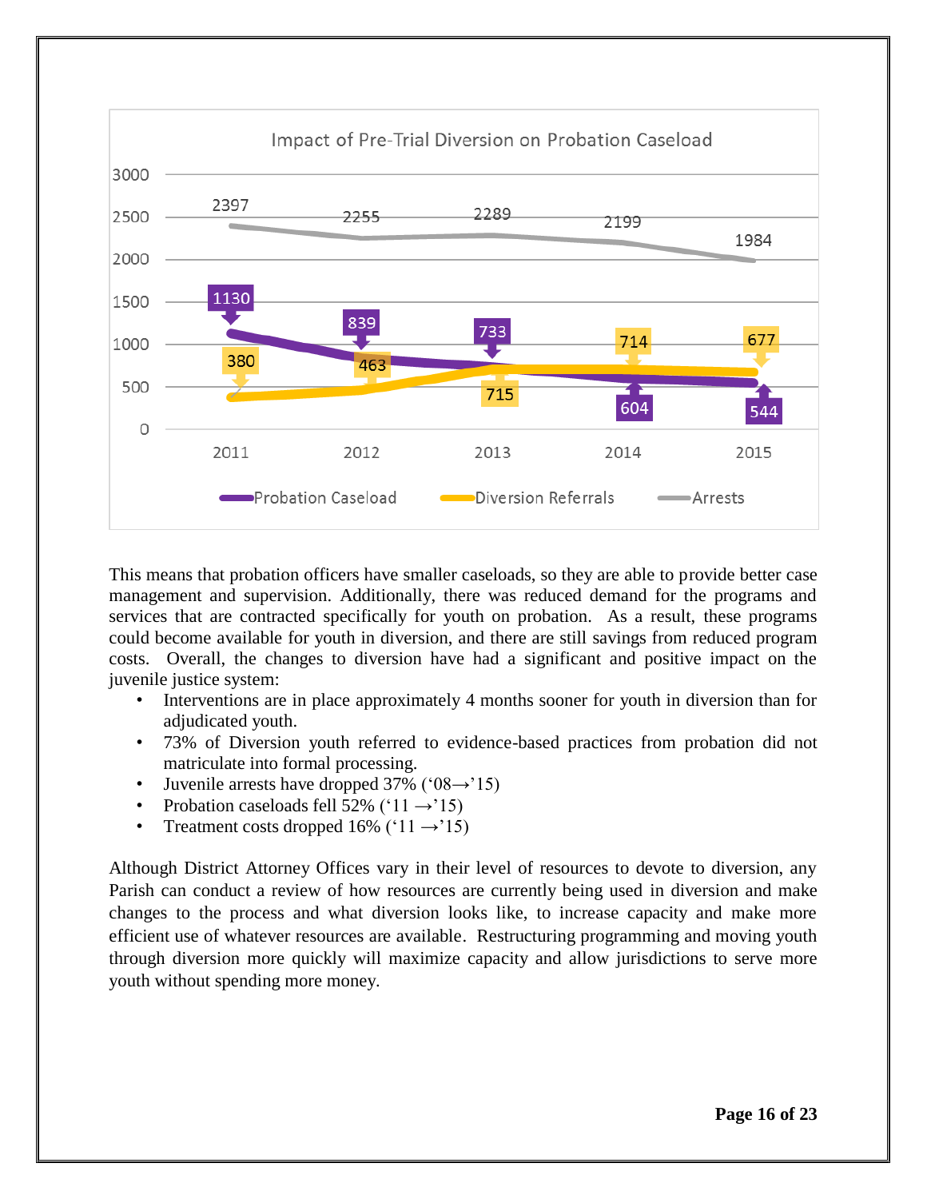Impact of Pre-Trial Diversion on Probation Caseload

| Year | Probation Caseload | Diversion Referrals | Arrests |
|---|---|---|---|
| 2011 | 1130 | 380 | 2397 |
| 2012 | 839 | 463 | 2255 |
| 2013 | 733 | 715 | 2289 |
| 2014 | 604 | 714 | 2199 |
| 2015 | 544 | 677 | 1984 |

This means that probation officers have smaller caseloads, so they are able to provide better case management and supervision. Additionally, there was reduced demand for the programs and services that are contracted specifically for youth on probation. As a result, these programs could become available for youth in diversion, and there are still savings from reduced program costs. Overall, the changes to diversion have had a significant and positive impact on the juvenile justice system:

- Interventions are in place approximately 4 months sooner for youth in diversion than for adjudicated youth.
- 73% of Diversion youth referred to evidence-based practices from probation did not matriculate into formal processing.
- Juvenile arrests have dropped 37% ('08→'15)
- Probation caseloads fell 52% ('11 →'15)
- Treatment costs dropped 16% ('11 →'15)

Although District Attorney Offices vary in their level of resources to devote to diversion, any Parish can conduct a review of how resources are currently being used in diversion and make changes to the process and what diversion looks like, to increase capacity and make more efficient use of whatever resources are available. Restructuring programming and moving youth through diversion more quickly will maximize capacity and allow jurisdictions to serve more youth without spending more money.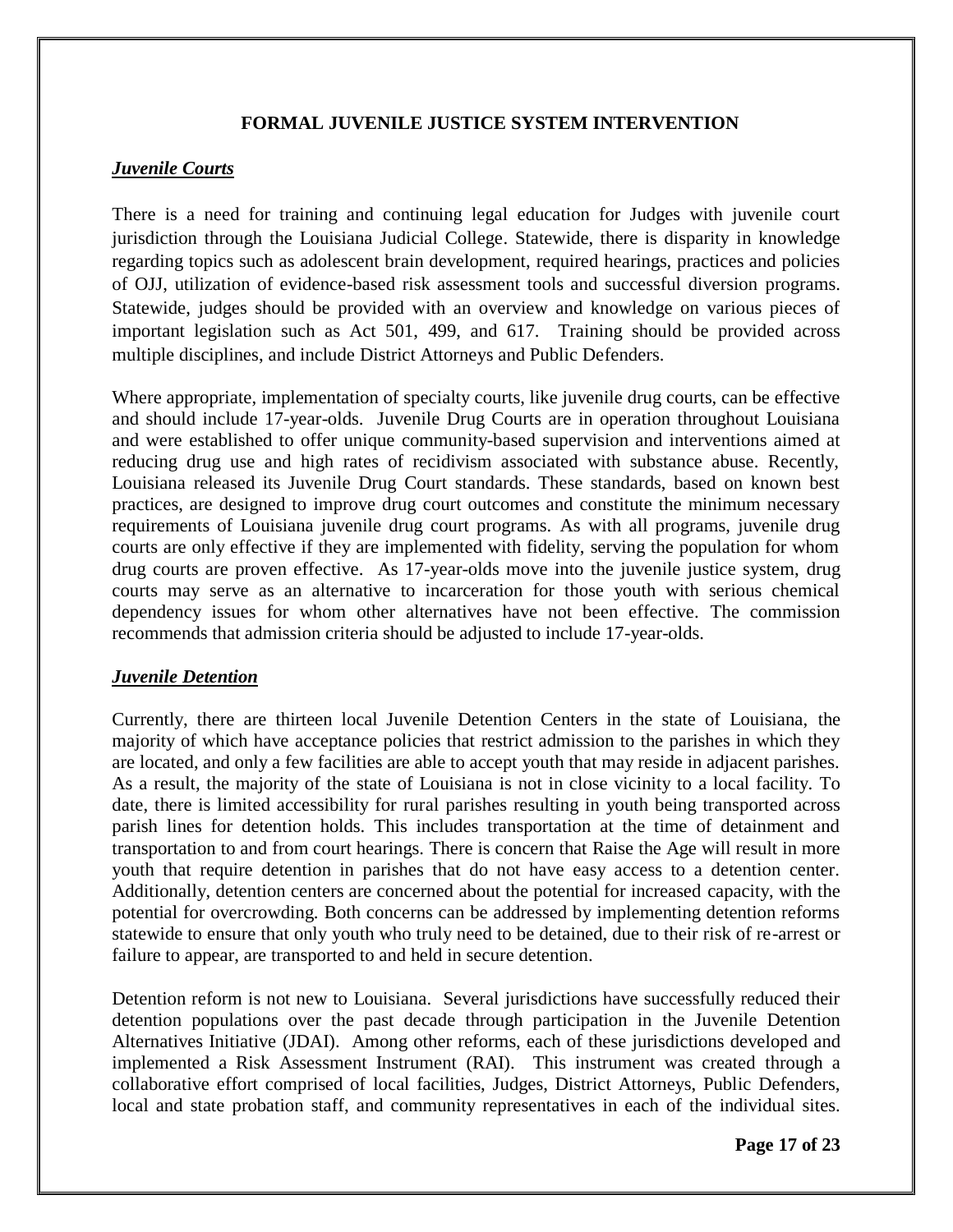## FORMAL JUVENILE JUSTICE SYSTEM INTERVENTION

### ***Juvenile Courts***

There is a need for training and continuing legal education for Judges with juvenile court jurisdiction through the Louisiana Judicial College. Statewide, there is disparity in knowledge regarding topics such as adolescent brain development, required hearings, practices and policies of OJJ, utilization of evidence-based risk assessment tools and successful diversion programs. Statewide, judges should be provided with an overview and knowledge on various pieces of important legislation such as Act 501, 499, and 617. Training should be provided across multiple disciplines, and include District Attorneys and Public Defenders.

Where appropriate, implementation of specialty courts, like juvenile drug courts, can be effective and should include 17-year-olds. Juvenile Drug Courts are in operation throughout Louisiana and were established to offer unique community-based supervision and interventions aimed at reducing drug use and high rates of recidivism associated with substance abuse. Recently, Louisiana released its Juvenile Drug Court standards. These standards, based on known best practices, are designed to improve drug court outcomes and constitute the minimum necessary requirements of Louisiana juvenile drug court programs. As with all programs, juvenile drug courts are only effective if they are implemented with fidelity, serving the population for whom drug courts are proven effective. As 17-year-olds move into the juvenile justice system, drug courts may serve as an alternative to incarceration for those youth with serious chemical dependency issues for whom other alternatives have not been effective. The commission recommends that admission criteria should be adjusted to include 17-year-olds.

### ***Juvenile Detention***

Currently, there are thirteen local Juvenile Detention Centers in the state of Louisiana, the majority of which have acceptance policies that restrict admission to the parishes in which they are located, and only a few facilities are able to accept youth that may reside in adjacent parishes. As a result, the majority of the state of Louisiana is not in close vicinity to a local facility. To date, there is limited accessibility for rural parishes resulting in youth being transported across parish lines for detention holds. This includes transportation at the time of detainment and transportation to and from court hearings. There is concern that Raise the Age will result in more youth that require detention in parishes that do not have easy access to a detention center. Additionally, detention centers are concerned about the potential for increased capacity, with the potential for overcrowding. Both concerns can be addressed by implementing detention reforms statewide to ensure that only youth who truly need to be detained, due to their risk of re-arrest or failure to appear, are transported to and held in secure detention.

Detention reform is not new to Louisiana. Several jurisdictions have successfully reduced their detention populations over the past decade through participation in the Juvenile Detention Alternatives Initiative (JDAI). Among other reforms, each of these jurisdictions developed and implemented a Risk Assessment Instrument (RAI). This instrument was created through a collaborative effort comprised of local facilities, Judges, District Attorneys, Public Defenders, local and state probation staff, and community representatives in each of the individual sites.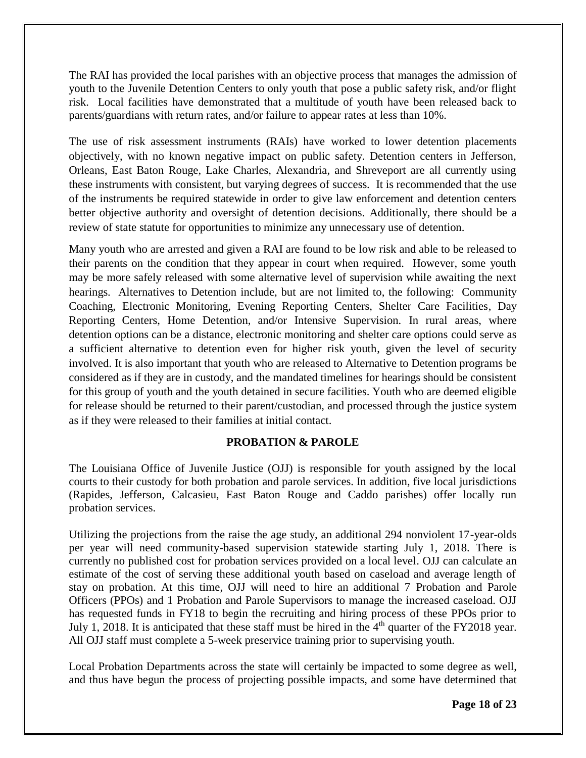The RAI has provided the local parishes with an objective process that manages the admission of youth to the Juvenile Detention Centers to only youth that pose a public safety risk, and/or flight risk. Local facilities have demonstrated that a multitude of youth have been released back to parents/guardians with return rates, and/or failure to appear rates at less than 10%.

The use of risk assessment instruments (RAIs) have worked to lower detention placements objectively, with no known negative impact on public safety. Detention centers in Jefferson, Orleans, East Baton Rouge, Lake Charles, Alexandria, and Shreveport are all currently using these instruments with consistent, but varying degrees of success. It is recommended that the use of the instruments be required statewide in order to give law enforcement and detention centers better objective authority and oversight of detention decisions. Additionally, there should be a review of state statute for opportunities to minimize any unnecessary use of detention.

Many youth who are arrested and given a RAI are found to be low risk and able to be released to their parents on the condition that they appear in court when required. However, some youth may be more safely released with some alternative level of supervision while awaiting the next hearings. Alternatives to Detention include, but are not limited to, the following: Community Coaching, Electronic Monitoring, Evening Reporting Centers, Shelter Care Facilities, Day Reporting Centers, Home Detention, and/or Intensive Supervision. In rural areas, where detention options can be a distance, electronic monitoring and shelter care options could serve as a sufficient alternative to detention even for higher risk youth, given the level of security involved. It is also important that youth who are released to Alternative to Detention programs be considered as if they are in custody, and the mandated timelines for hearings should be consistent for this group of youth and the youth detained in secure facilities. Youth who are deemed eligible for release should be returned to their parent/custodian, and processed through the justice system as if they were released to their families at initial contact.

## PROBATION & PAROLE

The Louisiana Office of Juvenile Justice (OJJ) is responsible for youth assigned by the local courts to their custody for both probation and parole services. In addition, five local jurisdictions (Rapides, Jefferson, Calcasieu, East Baton Rouge and Caddo parishes) offer locally run probation services.

Utilizing the projections from the raise the age study, an additional 294 nonviolent 17-year-olds per year will need community-based supervision statewide starting July 1, 2018. There is currently no published cost for probation services provided on a local level. OJJ can calculate an estimate of the cost of serving these additional youth based on caseload and average length of stay on probation. At this time, OJJ will need to hire an additional 7 Probation and Parole Officers (PPOs) and 1 Probation and Parole Supervisors to manage the increased caseload. OJJ has requested funds in FY18 to begin the recruiting and hiring process of these PPOs prior to July 1, 2018. It is anticipated that these staff must be hired in the 4th quarter of the FY2018 year. All OJJ staff must complete a 5-week preservice training prior to supervising youth.

Local Probation Departments across the state will certainly be impacted to some degree as well, and thus have begun the process of projecting possible impacts, and some have determined that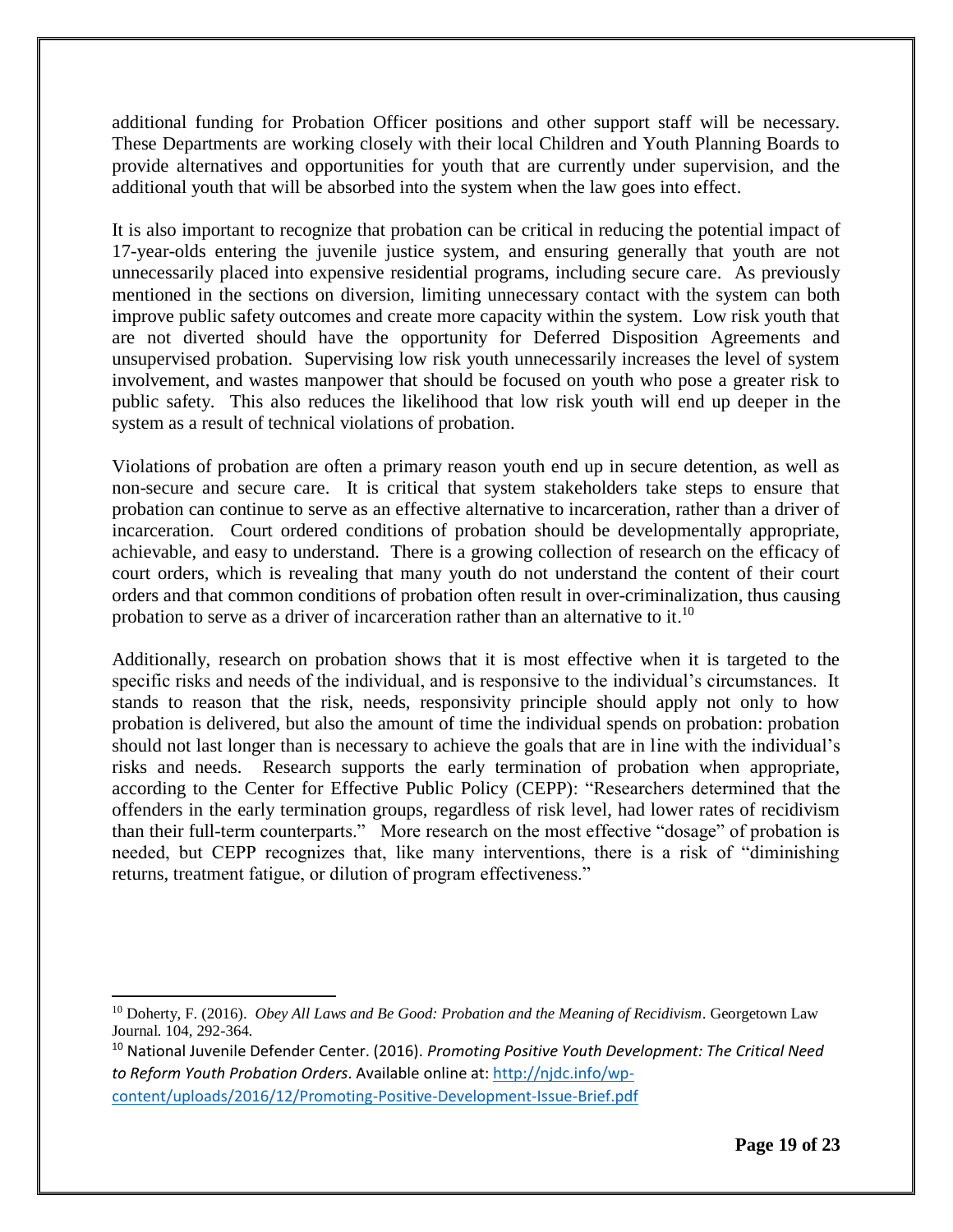additional funding for Probation Officer positions and other support staff will be necessary. These Departments are working closely with their local Children and Youth Planning Boards to provide alternatives and opportunities for youth that are currently under supervision, and the additional youth that will be absorbed into the system when the law goes into effect.

It is also important to recognize that probation can be critical in reducing the potential impact of 17-year-olds entering the juvenile justice system, and ensuring generally that youth are not unnecessarily placed into expensive residential programs, including secure care. As previously mentioned in the sections on diversion, limiting unnecessary contact with the system can both improve public safety outcomes and create more capacity within the system. Low risk youth that are not diverted should have the opportunity for Deferred Disposition Agreements and unsupervised probation. Supervising low risk youth unnecessarily increases the level of system involvement, and wastes manpower that should be focused on youth who pose a greater risk to public safety. This also reduces the likelihood that low risk youth will end up deeper in the system as a result of technical violations of probation.

Violations of probation are often a primary reason youth end up in secure detention, as well as non-secure and secure care. It is critical that system stakeholders take steps to ensure that probation can continue to serve as an effective alternative to incarceration, rather than a driver of incarceration. Court ordered conditions of probation should be developmentally appropriate, achievable, and easy to understand. There is a growing collection of research on the efficacy of court orders, which is revealing that many youth do not understand the content of their court orders and that common conditions of probation often result in over-criminalization, thus causing probation to serve as a driver of incarceration rather than an alternative to it.[10]

Additionally, research on probation shows that it is most effective when it is targeted to the specific risks and needs of the individual, and is responsive to the individual's circumstances. It stands to reason that the risk, needs, responsivity principle should apply not only to how probation is delivered, but also the amount of time the individual spends on probation: probation should not last longer than is necessary to achieve the goals that are in line with the individual's risks and needs. Research supports the early termination of probation when appropriate, according to the Center for Effective Public Policy (CEPP): "Researchers determined that the offenders in the early termination groups, regardless of risk level, had lower rates of recidivism than their full-term counterparts." More research on the most effective "dosage" of probation is needed, but CEPP recognizes that, like many interventions, there is a risk of "diminishing returns, treatment fatigue, or dilution of program effectiveness."

---

[10] Doherty, F. (2016). *Obey All Laws and Be Good: Probation and the Meaning of Recidivism*. Georgetown Law Journal. 104, 292-364.

[10] National Juvenile Defender Center. (2016). *Promoting Positive Youth Development: The Critical Need to Reform Youth Probation Orders*. Available online at: http://njdc.info/wp-content/uploads/2016/12/Promoting-Positive-Development-Issue-Brief.pdf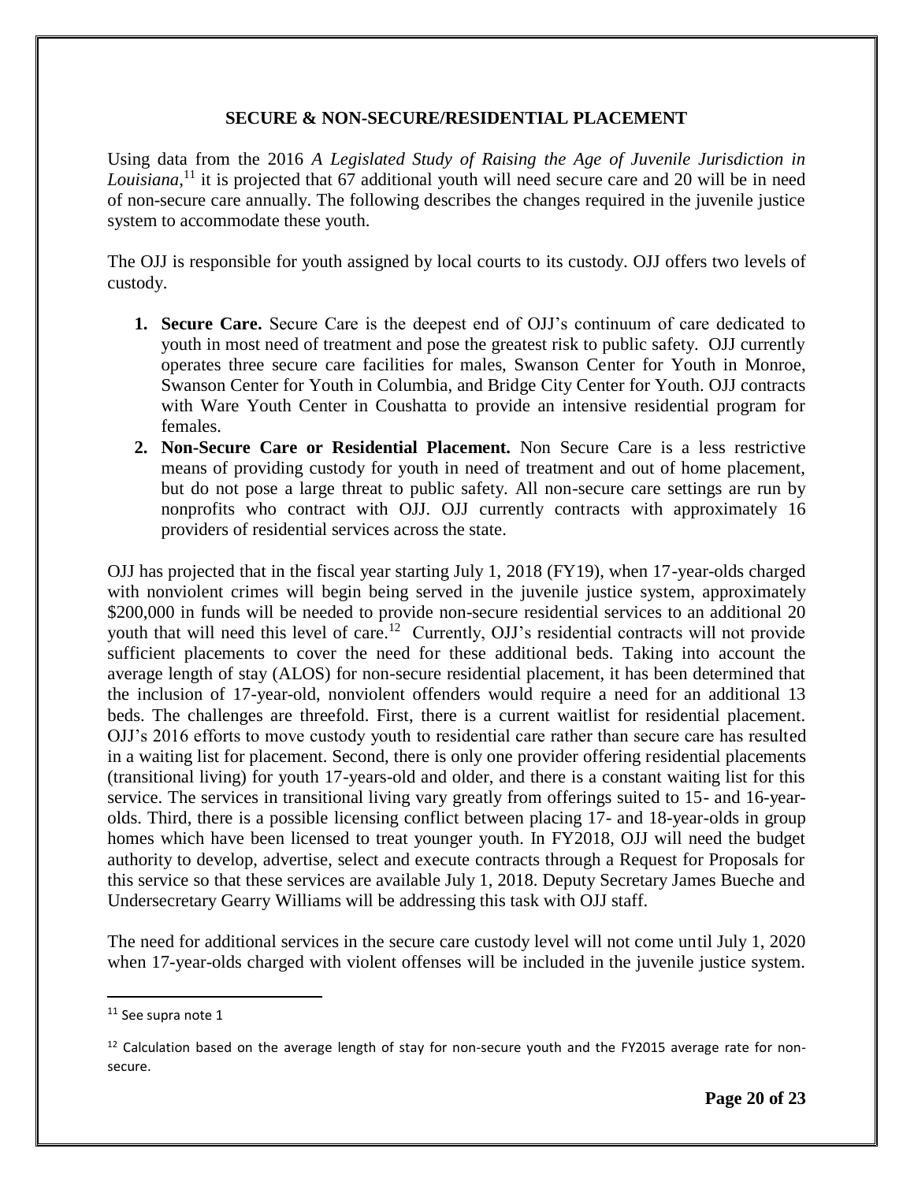## SECURE & NON-SECURE/RESIDENTIAL PLACEMENT

Using data from the 2016 *A Legislated Study of Raising the Age of Juvenile Jurisdiction in Louisiana*,[11] it is projected that 67 additional youth will need secure care and 20 will be in need of non-secure care annually. The following describes the changes required in the juvenile justice system to accommodate these youth.

The OJJ is responsible for youth assigned by local courts to its custody. OJJ offers two levels of custody.

1. **Secure Care.** Secure Care is the deepest end of OJJ's continuum of care dedicated to youth in most need of treatment and pose the greatest risk to public safety. OJJ currently operates three secure care facilities for males, Swanson Center for Youth in Monroe, Swanson Center for Youth in Columbia, and Bridge City Center for Youth. OJJ contracts with Ware Youth Center in Coushatta to provide an intensive residential program for females.
2. **Non-Secure Care or Residential Placement.** Non Secure Care is a less restrictive means of providing custody for youth in need of treatment and out of home placement, but do not pose a large threat to public safety. All non-secure care settings are run by nonprofits who contract with OJJ. OJJ currently contracts with approximately 16 providers of residential services across the state.

OJJ has projected that in the fiscal year starting July 1, 2018 (FY19), when 17-year-olds charged with nonviolent crimes will begin being served in the juvenile justice system, approximately $200,000 in funds will be needed to provide non-secure residential services to an additional 20 youth that will need this level of care.[12] Currently, OJJ's residential contracts will not provide sufficient placements to cover the need for these additional beds. Taking into account the average length of stay (ALOS) for non-secure residential placement, it has been determined that the inclusion of 17-year-old, nonviolent offenders would require a need for an additional 13 beds. The challenges are threefold. First, there is a current waitlist for residential placement. OJJ's 2016 efforts to move custody youth to residential care rather than secure care has resulted in a waiting list for placement. Second, there is only one provider offering residential placements (transitional living) for youth 17-years-old and older, and there is a constant waiting list for this service. The services in transitional living vary greatly from offerings suited to 15- and 16-year-olds. Third, there is a possible licensing conflict between placing 17- and 18-year-olds in group homes which have been licensed to treat younger youth. In FY2018, OJJ will need the budget authority to develop, advertise, select and execute contracts through a Request for Proposals for this service so that these services are available July 1, 2018. Deputy Secretary James Bueche and Undersecretary Gearry Williams will be addressing this task with OJJ staff.

The need for additional services in the secure care custody level will not come until July 1, 2020 when 17-year-olds charged with violent offenses will be included in the juvenile justice system.

---

[11] See supra note 1

[12] Calculation based on the average length of stay for non-secure youth and the FY2015 average rate for non-secure.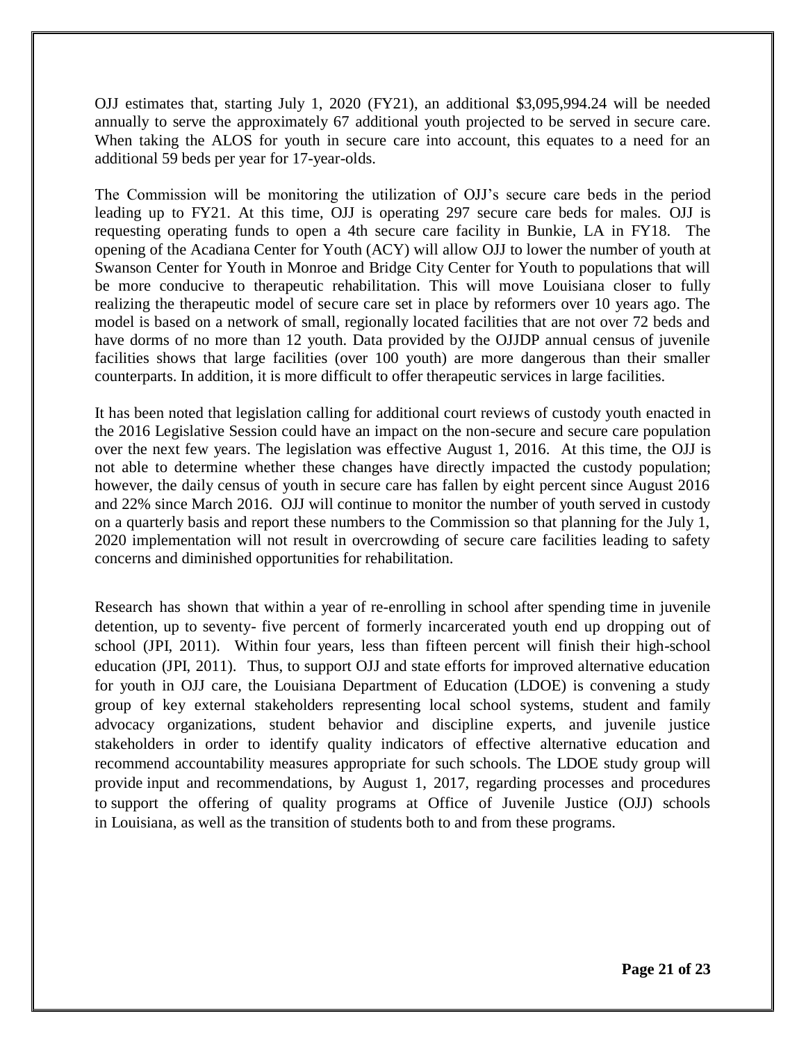OJJ estimates that, starting July 1, 2020 (FY21), an additional $3,095,994.24 will be needed annually to serve the approximately 67 additional youth projected to be served in secure care. When taking the ALOS for youth in secure care into account, this equates to a need for an additional 59 beds per year for 17-year-olds.

The Commission will be monitoring the utilization of OJJ's secure care beds in the period leading up to FY21. At this time, OJJ is operating 297 secure care beds for males. OJJ is requesting operating funds to open a 4th secure care facility in Bunkie, LA in FY18. The opening of the Acadiana Center for Youth (ACY) will allow OJJ to lower the number of youth at Swanson Center for Youth in Monroe and Bridge City Center for Youth to populations that will be more conducive to therapeutic rehabilitation. This will move Louisiana closer to fully realizing the therapeutic model of secure care set in place by reformers over 10 years ago. The model is based on a network of small, regionally located facilities that are not over 72 beds and have dorms of no more than 12 youth. Data provided by the OJJDP annual census of juvenile facilities shows that large facilities (over 100 youth) are more dangerous than their smaller counterparts. In addition, it is more difficult to offer therapeutic services in large facilities.

It has been noted that legislation calling for additional court reviews of custody youth enacted in the 2016 Legislative Session could have an impact on the non-secure and secure care population over the next few years. The legislation was effective August 1, 2016. At this time, the OJJ is not able to determine whether these changes have directly impacted the custody population; however, the daily census of youth in secure care has fallen by eight percent since August 2016 and 22% since March 2016. OJJ will continue to monitor the number of youth served in custody on a quarterly basis and report these numbers to the Commission so that planning for the July 1, 2020 implementation will not result in overcrowding of secure care facilities leading to safety concerns and diminished opportunities for rehabilitation.

Research has shown that within a year of re-enrolling in school after spending time in juvenile detention, up to seventy- five percent of formerly incarcerated youth end up dropping out of school (JPI, 2011). Within four years, less than fifteen percent will finish their high-school education (JPI, 2011). Thus, to support OJJ and state efforts for improved alternative education for youth in OJJ care, the Louisiana Department of Education (LDOE) is convening a study group of key external stakeholders representing local school systems, student and family advocacy organizations, student behavior and discipline experts, and juvenile justice stakeholders in order to identify quality indicators of effective alternative education and recommend accountability measures appropriate for such schools. The LDOE study group will provide input and recommendations, by August 1, 2017, regarding processes and procedures to support the offering of quality programs at Office of Juvenile Justice (OJJ) schools in Louisiana, as well as the transition of students both to and from these programs.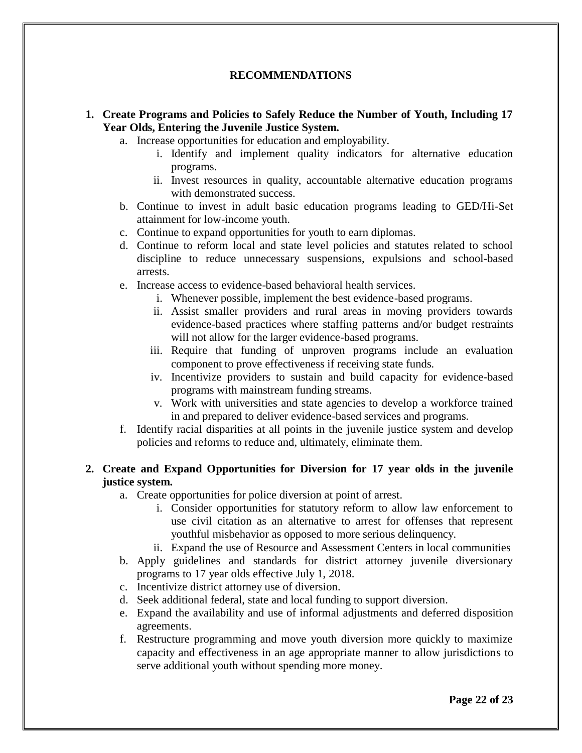## RECOMMENDATIONS

1. **Create Programs and Policies to Safely Reduce the Number of Youth, Including 17 Year Olds, Entering the Juvenile Justice System.**
    a. Increase opportunities for education and employability.
        i. Identify and implement quality indicators for alternative education programs.
        ii. Invest resources in quality, accountable alternative education programs with demonstrated success.
    b. Continue to invest in adult basic education programs leading to GED/Hi-Set attainment for low-income youth.
    c. Continue to expand opportunities for youth to earn diplomas.
    d. Continue to reform local and state level policies and statutes related to school discipline to reduce unnecessary suspensions, expulsions and school-based arrests.
    e. Increase access to evidence-based behavioral health services.
        i. Whenever possible, implement the best evidence-based programs.
        ii. Assist smaller providers and rural areas in moving providers towards evidence-based practices where staffing patterns and/or budget restraints will not allow for the larger evidence-based programs.
        iii. Require that funding of unproven programs include an evaluation component to prove effectiveness if receiving state funds.
        iv. Incentivize providers to sustain and build capacity for evidence-based programs with mainstream funding streams.
        v. Work with universities and state agencies to develop a workforce trained in and prepared to deliver evidence-based services and programs.
    f. Identify racial disparities at all points in the juvenile justice system and develop policies and reforms to reduce and, ultimately, eliminate them.

2. **Create and Expand Opportunities for Diversion for 17 year olds in the juvenile justice system.**
    a. Create opportunities for police diversion at point of arrest.
        i. Consider opportunities for statutory reform to allow law enforcement to use civil citation as an alternative to arrest for offenses that represent youthful misbehavior as opposed to more serious delinquency.
        ii. Expand the use of Resource and Assessment Centers in local communities
    b. Apply guidelines and standards for district attorney juvenile diversionary programs to 17 year olds effective July 1, 2018.
    c. Incentivize district attorney use of diversion.
    d. Seek additional federal, state and local funding to support diversion.
    e. Expand the availability and use of informal adjustments and deferred disposition agreements.
    f. Restructure programming and move youth diversion more quickly to maximize capacity and effectiveness in an age appropriate manner to allow jurisdictions to serve additional youth without spending more money.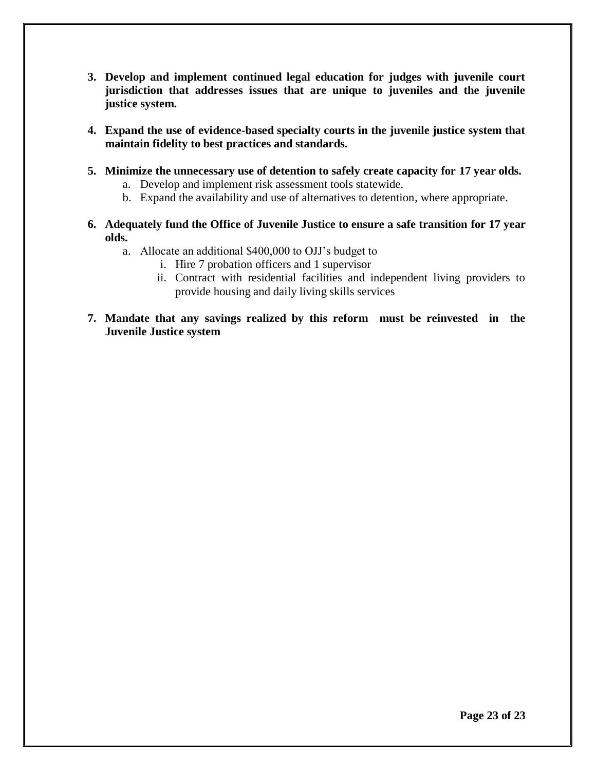3. **Develop and implement continued legal education for judges with juvenile court jurisdiction that addresses issues that are unique to juveniles and the juvenile justice system.**

4. **Expand the use of evidence-based specialty courts in the juvenile justice system that maintain fidelity to best practices and standards.**

5. **Minimize the unnecessary use of detention to safely create capacity for 17 year olds.**
   a. Develop and implement risk assessment tools statewide.
   b. Expand the availability and use of alternatives to detention, where appropriate.

6. **Adequately fund the Office of Juvenile Justice to ensure a safe transition for 17 year olds.**
   a. Allocate an additional $400,000 to OJJ's budget to
      i. Hire 7 probation officers and 1 supervisor
      ii. Contract with residential facilities and independent living providers to provide housing and daily living skills services

7. **Mandate that any savings realized by this reform must be reinvested in the Juvenile Justice system**